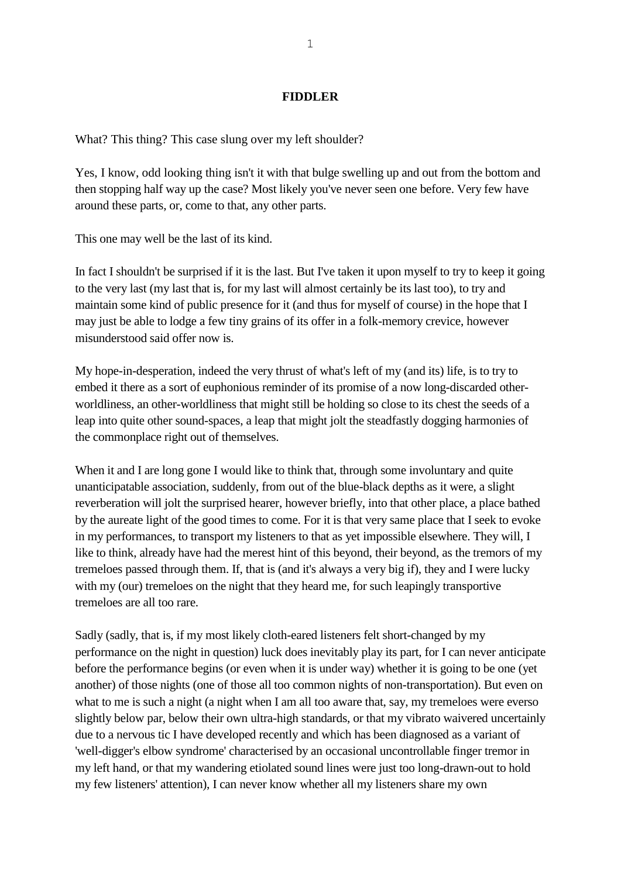# FIDDLER

What? This thing? This case slung over my left shoulder?

Yes, I know, odd looking thing isn't it with that bulge swelling up and out from the bottom and then stopping half way up the case? Most likely you've never seen one before. Very few have around these parts, or, come to that, any other parts.

This one may well be the last of its kind.

In fact I shouldn't be surprised if it is the last. But I've taken it upon myself to try to keep it going to the very last (my last that is, for my last will almost certainly be its last too), to try and maintain some kind of public presence for it (and thus for myself of course) in the hope that I may just be able to lodge a few tiny grains of its offer in a folk-memory crevice, however misunderstood said offer now is.

My hope-in-desperation, indeed the very thrust of what's left of my (and its) life, is to try to embed it there as a sort of euphonious reminder of its promise of a now long-discarded other-worldliness, an other-worldliness that might still be holding so close to its chest the seeds of a leap into quite other sound-spaces, a leap that might jolt the steadfastly dogging harmonies of the commonplace right out of themselves.

When it and I are long gone I would like to think that, through some involuntary and quite unanticipatable association, suddenly, from out of the blue-black depths as it were, a slight reverberation will jolt the surprised hearer, however briefly, into that other place, a place bathed by the aureate light of the good times to come. For it is that very same place that I seek to evoke in my performances, to transport my listeners to that as yet impossible elsewhere. They will, I like to think, already have had the merest hint of this beyond, their beyond, as the tremors of my tremeloes passed through them. If, that is (and it's always a very big if), they and I were lucky with my (our) tremeloes on the night that they heard me, for such leapingly transportive tremeloes are all too rare.

Sadly (sadly, that is, if my most likely cloth-eared listeners felt short-changed by my performance on the night in question) luck does inevitably play its part, for I can never anticipate before the performance begins (or even when it is under way) whether it is going to be one (yet another) of those nights (one of those all too common nights of non-transportation). But even on what to me is such a night (a night when I am all too aware that, say, my tremeloes were everso slightly below par, below their own ultra-high standards, or that my vibrato waivered uncertainly due to a nervous tic I have developed recently and which has been diagnosed as a variant of 'well-digger's elbow syndrome' characterised by an occasional uncontrollable finger tremor in my left hand, or that my wandering etiolated sound lines were just too long-drawn-out to hold my few listeners' attention), I can never know whether all my listeners share my own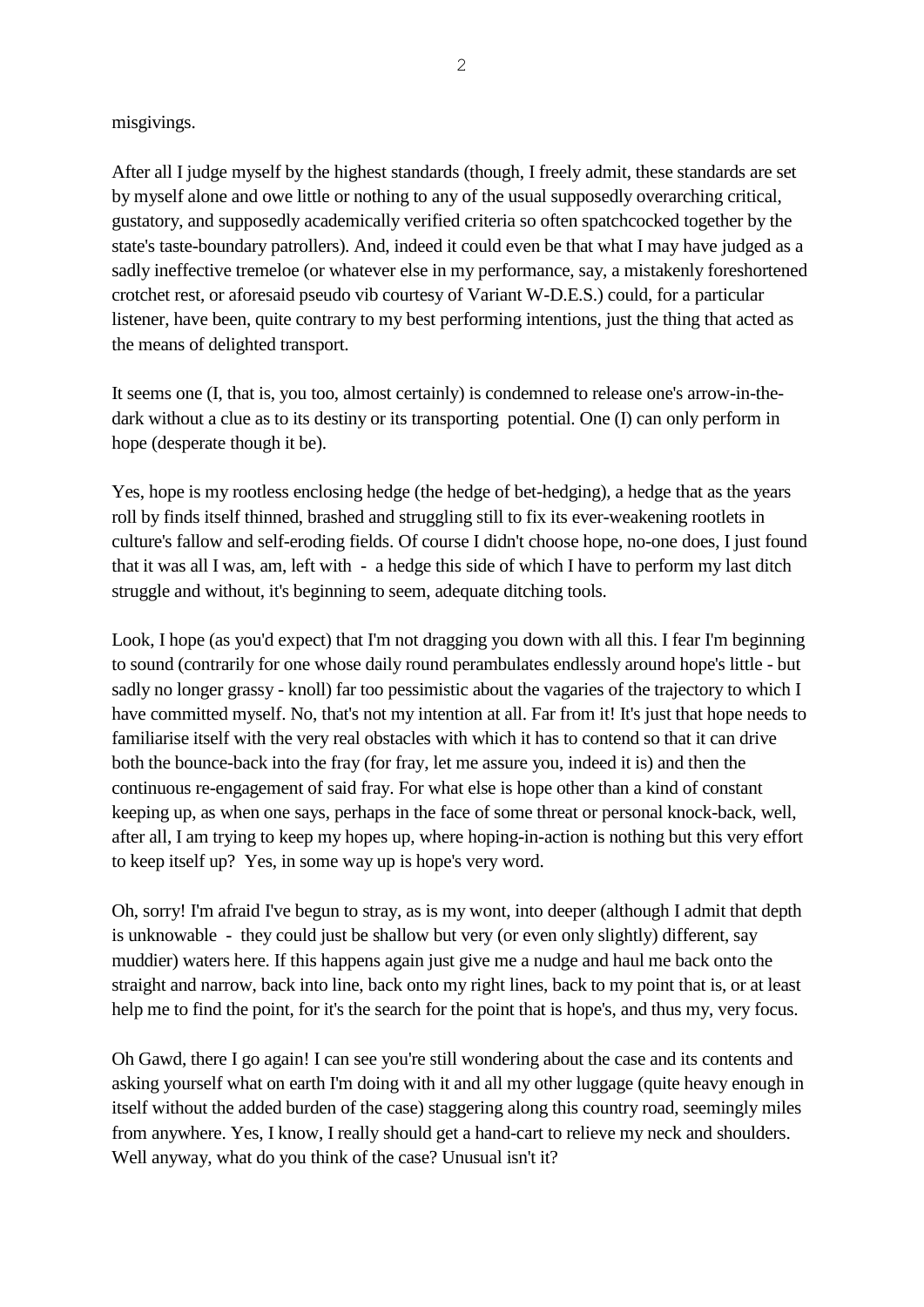misgivings.

After all I judge myself by the highest standards (though, I freely admit, these standards are set by myself alone and owe little or nothing to any of the usual supposedly overarching critical, gustatory, and supposedly academically verified criteria so often spatchcocked together by the state's taste-boundary patrollers). And, indeed it could even be that what I may have judged as a sadly ineffective tremeloe (or whatever else in my performance, say, a mistakenly foreshortened crotchet rest, or aforesaid pseudo vib courtesy of Variant W-D.E.S.) could, for a particular listener, have been, quite contrary to my best performing intentions, just the thing that acted as the means of delighted transport.

It seems one (I, that is, you too, almost certainly) is condemned to release one's arrow-in-the-dark without a clue as to its destiny or its transporting potential. One (I) can only perform in hope (desperate though it be).

Yes, hope is my rootless enclosing hedge (the hedge of bet-hedging), a hedge that as the years roll by finds itself thinned, brashed and struggling still to fix its ever-weakening rootlets in culture's fallow and self-eroding fields. Of course I didn't choose hope, no-one does, I just found that it was all I was, am, left with - a hedge this side of which I have to perform my last ditch struggle and without, it's beginning to seem, adequate ditching tools.

Look, I hope (as you'd expect) that I'm not dragging you down with all this. I fear I'm beginning to sound (contrarily for one whose daily round perambulates endlessly around hope's little - but sadly no longer grassy - knoll) far too pessimistic about the vagaries of the trajectory to which I have committed myself. No, that's not my intention at all. Far from it! It's just that hope needs to familiarise itself with the very real obstacles with which it has to contend so that it can drive both the bounce-back into the fray (for fray, let me assure you, indeed it is) and then the continuous re-engagement of said fray. For what else is hope other than a kind of constant keeping up, as when one says, perhaps in the face of some threat or personal knock-back, well, after all, I am trying to keep my hopes up, where hoping-in-action is nothing but this very effort to keep itself up? Yes, in some way up is hope's very word.

Oh, sorry! I'm afraid I've begun to stray, as is my wont, into deeper (although I admit that depth is unknowable - they could just be shallow but very (or even only slightly) different, say muddier) waters here. If this happens again just give me a nudge and haul me back onto the straight and narrow, back into line, back onto my right lines, back to my point that is, or at least help me to find the point, for it's the search for the point that is hope's, and thus my, very focus.

Oh Gawd, there I go again! I can see you're still wondering about the case and its contents and asking yourself what on earth I'm doing with it and all my other luggage (quite heavy enough in itself without the added burden of the case) staggering along this country road, seemingly miles from anywhere. Yes, I know, I really should get a hand-cart to relieve my neck and shoulders. Well anyway, what do you think of the case? Unusual isn't it?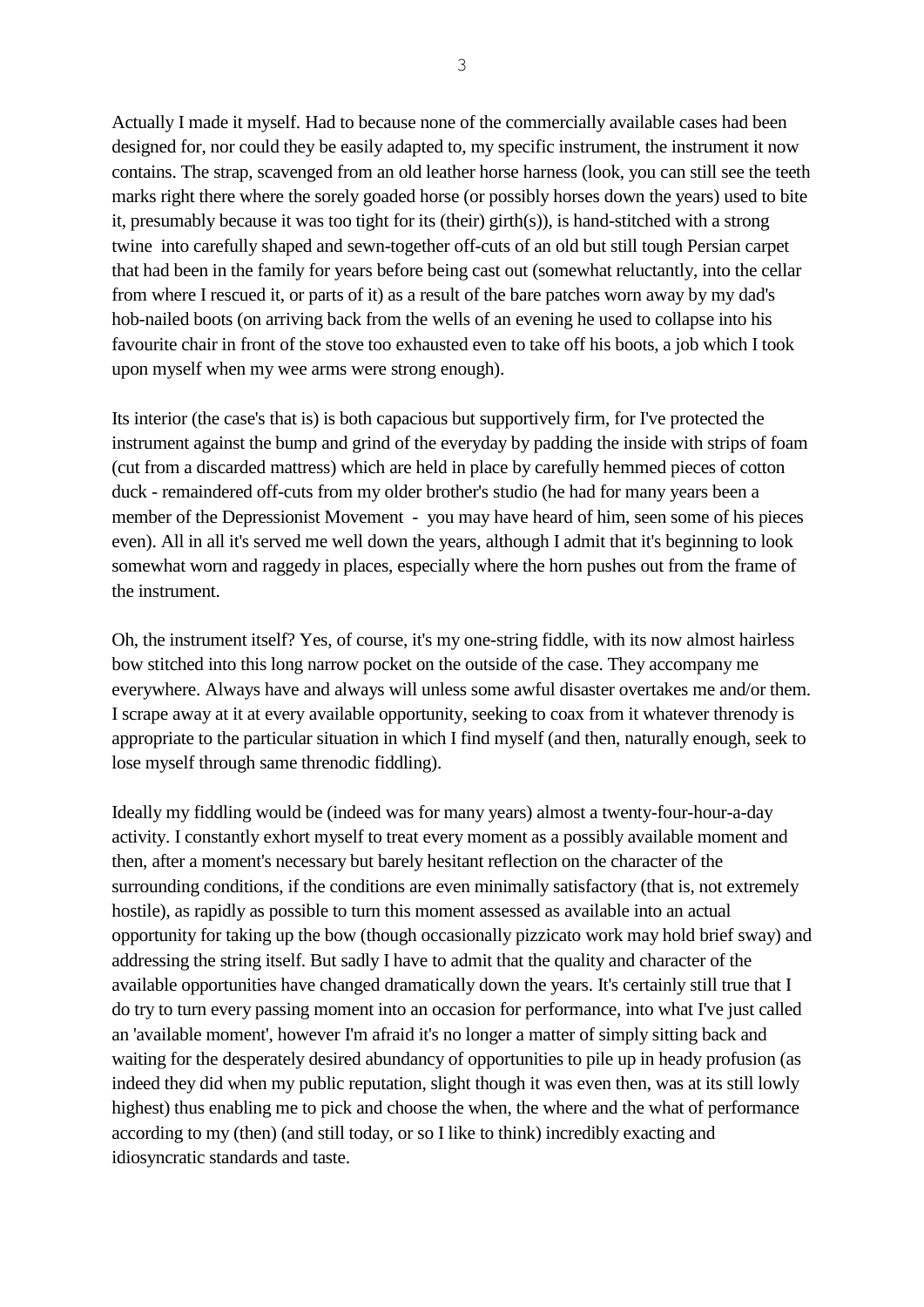Actually I made it myself. Had to because none of the commercially available cases had been designed for, nor could they be easily adapted to, my specific instrument, the instrument it now contains. The strap, scavenged from an old leather horse harness (look, you can still see the teeth marks right there where the sorely goaded horse (or possibly horses down the years) used to bite it, presumably because it was too tight for its (their) girth(s)), is hand-stitched with a strong twine into carefully shaped and sewn-together off-cuts of an old but still tough Persian carpet that had been in the family for years before being cast out (somewhat reluctantly, into the cellar from where I rescued it, or parts of it) as a result of the bare patches worn away by my dad's hob-nailed boots (on arriving back from the wells of an evening he used to collapse into his favourite chair in front of the stove too exhausted even to take off his boots, a job which I took upon myself when my wee arms were strong enough).

Its interior (the case's that is) is both capacious but supportively firm, for I've protected the instrument against the bump and grind of the everyday by padding the inside with strips of foam (cut from a discarded mattress) which are held in place by carefully hemmed pieces of cotton duck - remaindered off-cuts from my older brother's studio (he had for many years been a member of the Depressionist Movement - you may have heard of him, seen some of his pieces even). All in all it's served me well down the years, although I admit that it's beginning to look somewhat worn and raggedy in places, especially where the horn pushes out from the frame of the instrument.

Oh, the instrument itself? Yes, of course, it's my one-string fiddle, with its now almost hairless bow stitched into this long narrow pocket on the outside of the case. They accompany me everywhere. Always have and always will unless some awful disaster overtakes me and/or them. I scrape away at it at every available opportunity, seeking to coax from it whatever threnody is appropriate to the particular situation in which I find myself (and then, naturally enough, seek to lose myself through same threnodic fiddling).

Ideally my fiddling would be (indeed was for many years) almost a twenty-four-hour-a-day activity. I constantly exhort myself to treat every moment as a possibly available moment and then, after a moment's necessary but barely hesitant reflection on the character of the surrounding conditions, if the conditions are even minimally satisfactory (that is, not extremely hostile), as rapidly as possible to turn this moment assessed as available into an actual opportunity for taking up the bow (though occasionally pizzicato work may hold brief sway) and addressing the string itself. But sadly I have to admit that the quality and character of the available opportunities have changed dramatically down the years. It's certainly still true that I do try to turn every passing moment into an occasion for performance, into what I've just called an 'available moment', however I'm afraid it's no longer a matter of simply sitting back and waiting for the desperately desired abundancy of opportunities to pile up in heady profusion (as indeed they did when my public reputation, slight though it was even then, was at its still lowly highest) thus enabling me to pick and choose the when, the where and the what of performance according to my (then) (and still today, or so I like to think) incredibly exacting and idiosyncratic standards and taste.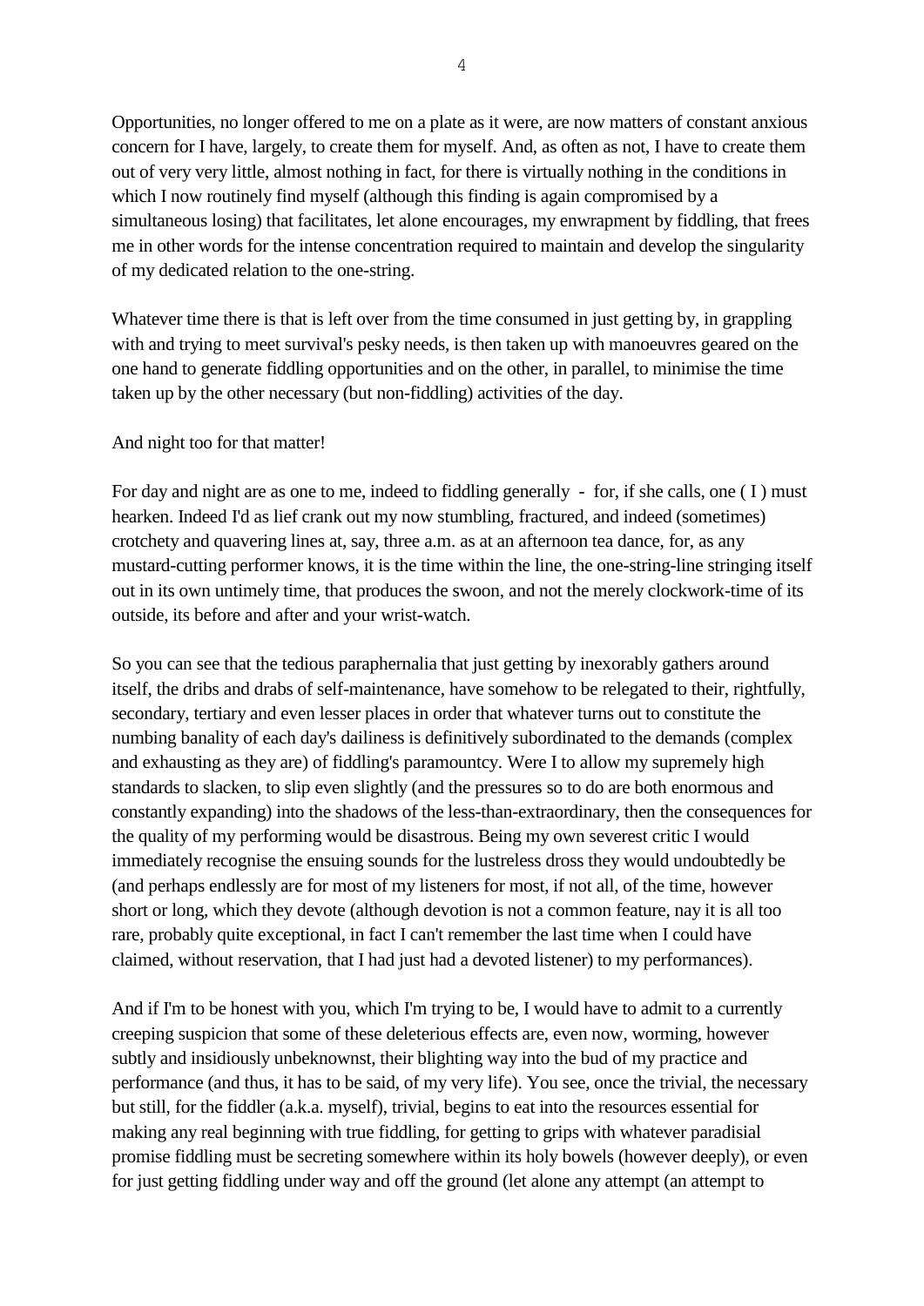Opportunities, no longer offered to me on a plate as it were, are now matters of constant anxious concern for I have, largely, to create them for myself. And, as often as not, I have to create them out of very very little, almost nothing in fact, for there is virtually nothing in the conditions in which I now routinely find myself (although this finding is again compromised by a simultaneous losing) that facilitates, let alone encourages, my enwrapment by fiddling, that frees me in other words for the intense concentration required to maintain and develop the singularity of my dedicated relation to the one-string.

Whatever time there is that is left over from the time consumed in just getting by, in grappling with and trying to meet survival's pesky needs, is then taken up with manoeuvres geared on the one hand to generate fiddling opportunities and on the other, in parallel, to minimise the time taken up by the other necessary (but non-fiddling) activities of the day.

And night too for that matter!

For day and night are as one to me, indeed to fiddling generally - for, if she calls, one ( I ) must hearken. Indeed I'd as lief crank out my now stumbling, fractured, and indeed (sometimes) crotchety and quavering lines at, say, three a.m. as at an afternoon tea dance, for, as any mustard-cutting performer knows, it is the time within the line, the one-string-line stringing itself out in its own untimely time, that produces the swoon, and not the merely clockwork-time of its outside, its before and after and your wrist-watch.

So you can see that the tedious paraphernalia that just getting by inexorably gathers around itself, the dribs and drabs of self-maintenance, have somehow to be relegated to their, rightfully, secondary, tertiary and even lesser places in order that whatever turns out to constitute the numbing banality of each day's dailiness is definitively subordinated to the demands (complex and exhausting as they are) of fiddling's paramountcy. Were I to allow my supremely high standards to slacken, to slip even slightly (and the pressures so to do are both enormous and constantly expanding) into the shadows of the less-than-extraordinary, then the consequences for the quality of my performing would be disastrous. Being my own severest critic I would immediately recognise the ensuing sounds for the lustreless dross they would undoubtedly be (and perhaps endlessly are for most of my listeners for most, if not all, of the time, however short or long, which they devote (although devotion is not a common feature, nay it is all too rare, probably quite exceptional, in fact I can't remember the last time when I could have claimed, without reservation, that I had just had a devoted listener) to my performances).

And if I'm to be honest with you, which I'm trying to be, I would have to admit to a currently creeping suspicion that some of these deleterious effects are, even now, worming, however subtly and insidiously unbeknownst, their blighting way into the bud of my practice and performance (and thus, it has to be said, of my very life). You see, once the trivial, the necessary but still, for the fiddler (a.k.a. myself), trivial, begins to eat into the resources essential for making any real beginning with true fiddling, for getting to grips with whatever paradisial promise fiddling must be secreting somewhere within its holy bowels (however deeply), or even for just getting fiddling under way and off the ground (let alone any attempt (an attempt to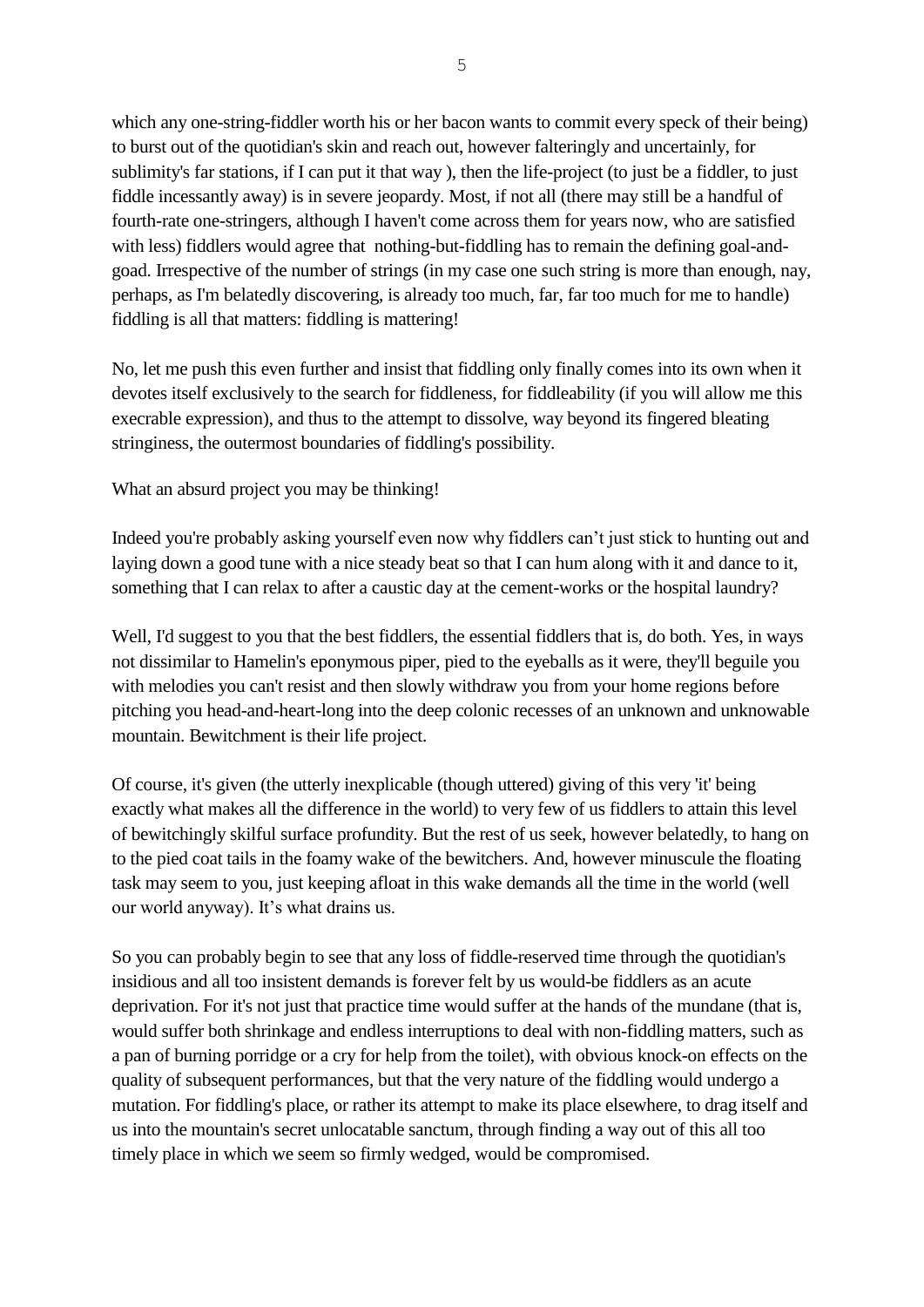which any one-string-fiddler worth his or her bacon wants to commit every speck of their being) to burst out of the quotidian's skin and reach out, however falteringly and uncertainly, for sublimity's far stations, if I can put it that way ), then the life-project (to just be a fiddler, to just fiddle incessantly away) is in severe jeopardy. Most, if not all (there may still be a handful of fourth-rate one-stringers, although I haven't come across them for years now, who are satisfied with less) fiddlers would agree that nothing-but-fiddling has to remain the defining goal-and-goad. Irrespective of the number of strings (in my case one such string is more than enough, nay, perhaps, as I'm belatedly discovering, is already too much, far, far too much for me to handle) fiddling is all that matters: fiddling is mattering!

No, let me push this even further and insist that fiddling only finally comes into its own when it devotes itself exclusively to the search for fiddleness, for fiddleability (if you will allow me this execrable expression), and thus to the attempt to dissolve, way beyond its fingered bleating stringiness, the outermost boundaries of fiddling's possibility.

What an absurd project you may be thinking!

Indeed you're probably asking yourself even now why fiddlers can't just stick to hunting out and laying down a good tune with a nice steady beat so that I can hum along with it and dance to it, something that I can relax to after a caustic day at the cement-works or the hospital laundry?

Well, I'd suggest to you that the best fiddlers, the essential fiddlers that is, do both. Yes, in ways not dissimilar to Hamelin's eponymous piper, pied to the eyeballs as it were, they'll beguile you with melodies you can't resist and then slowly withdraw you from your home regions before pitching you head-and-heart-long into the deep colonic recesses of an unknown and unknowable mountain. Bewitchment is their life project.

Of course, it's given (the utterly inexplicable (though uttered) giving of this very 'it' being exactly what makes all the difference in the world) to very few of us fiddlers to attain this level of bewitchingly skilful surface profundity. But the rest of us seek, however belatedly, to hang on to the pied coat tails in the foamy wake of the bewitchers. And, however minuscule the floating task may seem to you, just keeping afloat in this wake demands all the time in the world (well our world anyway). It's what drains us.

So you can probably begin to see that any loss of fiddle-reserved time through the quotidian's insidious and all too insistent demands is forever felt by us would-be fiddlers as an acute deprivation. For it's not just that practice time would suffer at the hands of the mundane (that is, would suffer both shrinkage and endless interruptions to deal with non-fiddling matters, such as a pan of burning porridge or a cry for help from the toilet), with obvious knock-on effects on the quality of subsequent performances, but that the very nature of the fiddling would undergo a mutation. For fiddling's place, or rather its attempt to make its place elsewhere, to drag itself and us into the mountain's secret unlocatable sanctum, through finding a way out of this all too timely place in which we seem so firmly wedged, would be compromised.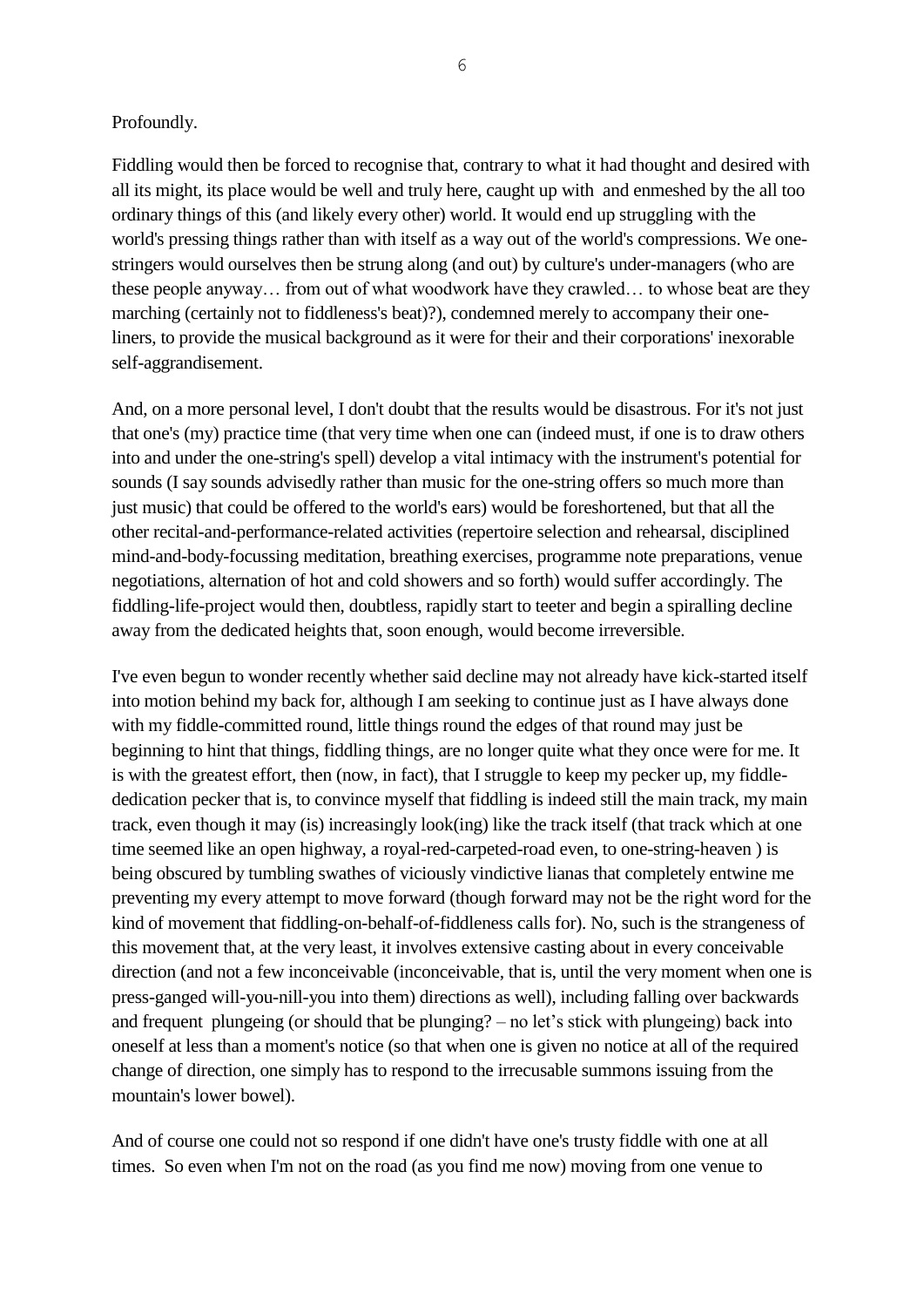Profoundly.

Fiddling would then be forced to recognise that, contrary to what it had thought and desired with all its might, its place would be well and truly here, caught up with and enmeshed by the all too ordinary things of this (and likely every other) world. It would end up struggling with the world's pressing things rather than with itself as a way out of the world's compressions. We one-stringers would ourselves then be strung along (and out) by culture's under-managers (who are these people anyway… from out of what woodwork have they crawled… to whose beat are they marching (certainly not to fiddleness's beat)?), condemned merely to accompany their one-liners, to provide the musical background as it were for their and their corporations' inexorable self-aggrandisement.

And, on a more personal level, I don't doubt that the results would be disastrous. For it's not just that one's (my) practice time (that very time when one can (indeed must, if one is to draw others into and under the one-string's spell) develop a vital intimacy with the instrument's potential for sounds (I say sounds advisedly rather than music for the one-string offers so much more than just music) that could be offered to the world's ears) would be foreshortened, but that all the other recital-and-performance-related activities (repertoire selection and rehearsal, disciplined mind-and-body-focussing meditation, breathing exercises, programme note preparations, venue negotiations, alternation of hot and cold showers and so forth) would suffer accordingly. The fiddling-life-project would then, doubtless, rapidly start to teeter and begin a spiralling decline away from the dedicated heights that, soon enough, would become irreversible.

I've even begun to wonder recently whether said decline may not already have kick-started itself into motion behind my back for, although I am seeking to continue just as I have always done with my fiddle-committed round, little things round the edges of that round may just be beginning to hint that things, fiddling things, are no longer quite what they once were for me. It is with the greatest effort, then (now, in fact), that I struggle to keep my pecker up, my fiddle-dedication pecker that is, to convince myself that fiddling is indeed still the main track, my main track, even though it may (is) increasingly look(ing) like the track itself (that track which at one time seemed like an open highway, a royal-red-carpeted-road even, to one-string-heaven ) is being obscured by tumbling swathes of viciously vindictive lianas that completely entwine me preventing my every attempt to move forward (though forward may not be the right word for the kind of movement that fiddling-on-behalf-of-fiddleness calls for). No, such is the strangeness of this movement that, at the very least, it involves extensive casting about in every conceivable direction (and not a few inconceivable (inconceivable, that is, until the very moment when one is press-ganged will-you-nill-you into them) directions as well), including falling over backwards and frequent plungeing (or should that be plunging? – no let's stick with plungeing) back into oneself at less than a moment's notice (so that when one is given no notice at all of the required change of direction, one simply has to respond to the irrecusable summons issuing from the mountain's lower bowel).

And of course one could not so respond if one didn't have one's trusty fiddle with one at all times. So even when I'm not on the road (as you find me now) moving from one venue to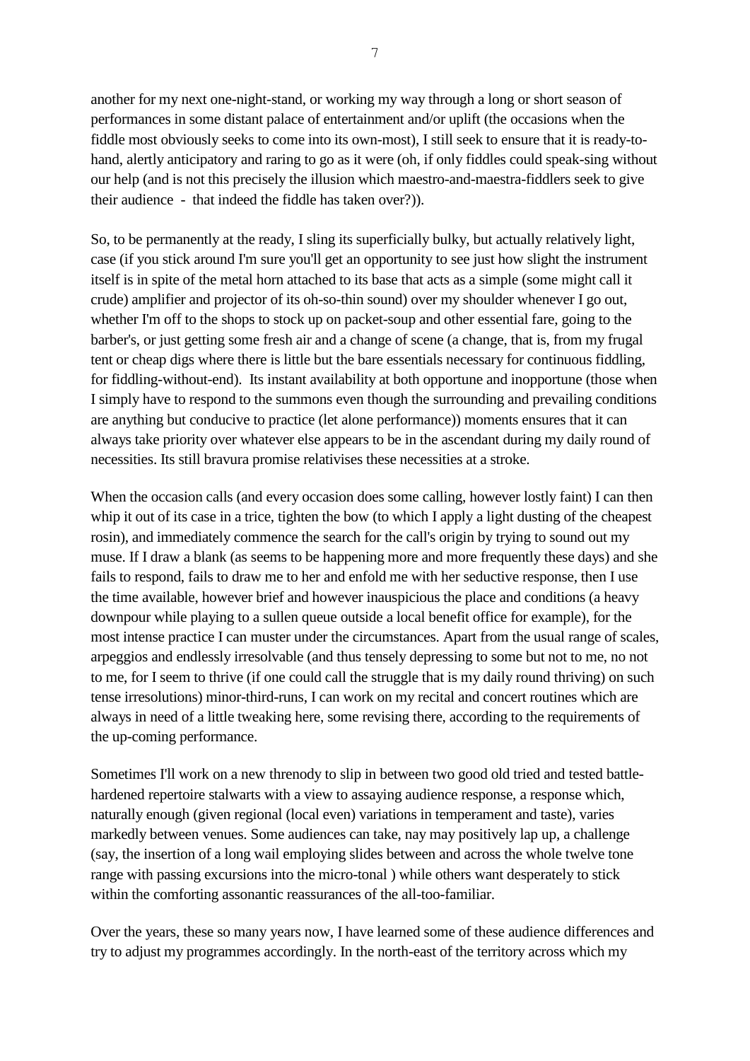another for my next one-night-stand, or working my way through a long or short season of performances in some distant palace of entertainment and/or uplift (the occasions when the fiddle most obviously seeks to come into its own-most), I still seek to ensure that it is ready-to-hand, alertly anticipatory and raring to go as it were (oh, if only fiddles could speak-sing without our help (and is not this precisely the illusion which maestro-and-maestra-fiddlers seek to give their audience - that indeed the fiddle has taken over?)).

So, to be permanently at the ready, I sling its superficially bulky, but actually relatively light, case (if you stick around I'm sure you'll get an opportunity to see just how slight the instrument itself is in spite of the metal horn attached to its base that acts as a simple (some might call it crude) amplifier and projector of its oh-so-thin sound) over my shoulder whenever I go out, whether I'm off to the shops to stock up on packet-soup and other essential fare, going to the barber's, or just getting some fresh air and a change of scene (a change, that is, from my frugal tent or cheap digs where there is little but the bare essentials necessary for continuous fiddling, for fiddling-without-end). Its instant availability at both opportune and inopportune (those when I simply have to respond to the summons even though the surrounding and prevailing conditions are anything but conducive to practice (let alone performance)) moments ensures that it can always take priority over whatever else appears to be in the ascendant during my daily round of necessities. Its still bravura promise relativises these necessities at a stroke.

When the occasion calls (and every occasion does some calling, however lostly faint) I can then whip it out of its case in a trice, tighten the bow (to which I apply a light dusting of the cheapest rosin), and immediately commence the search for the call's origin by trying to sound out my muse. If I draw a blank (as seems to be happening more and more frequently these days) and she fails to respond, fails to draw me to her and enfold me with her seductive response, then I use the time available, however brief and however inauspicious the place and conditions (a heavy downpour while playing to a sullen queue outside a local benefit office for example), for the most intense practice I can muster under the circumstances. Apart from the usual range of scales, arpeggios and endlessly irresolvable (and thus tensely depressing to some but not to me, no not to me, for I seem to thrive (if one could call the struggle that is my daily round thriving) on such tense irresolutions) minor-third-runs, I can work on my recital and concert routines which are always in need of a little tweaking here, some revising there, according to the requirements of the up-coming performance.

Sometimes I'll work on a new threnody to slip in between two good old tried and tested battle-hardened repertoire stalwarts with a view to assaying audience response, a response which, naturally enough (given regional (local even) variations in temperament and taste), varies markedly between venues. Some audiences can take, nay may positively lap up, a challenge (say, the insertion of a long wail employing slides between and across the whole twelve tone range with passing excursions into the micro-tonal ) while others want desperately to stick within the comforting assonantic reassurances of the all-too-familiar.

Over the years, these so many years now, I have learned some of these audience differences and try to adjust my programmes accordingly. In the north-east of the territory across which my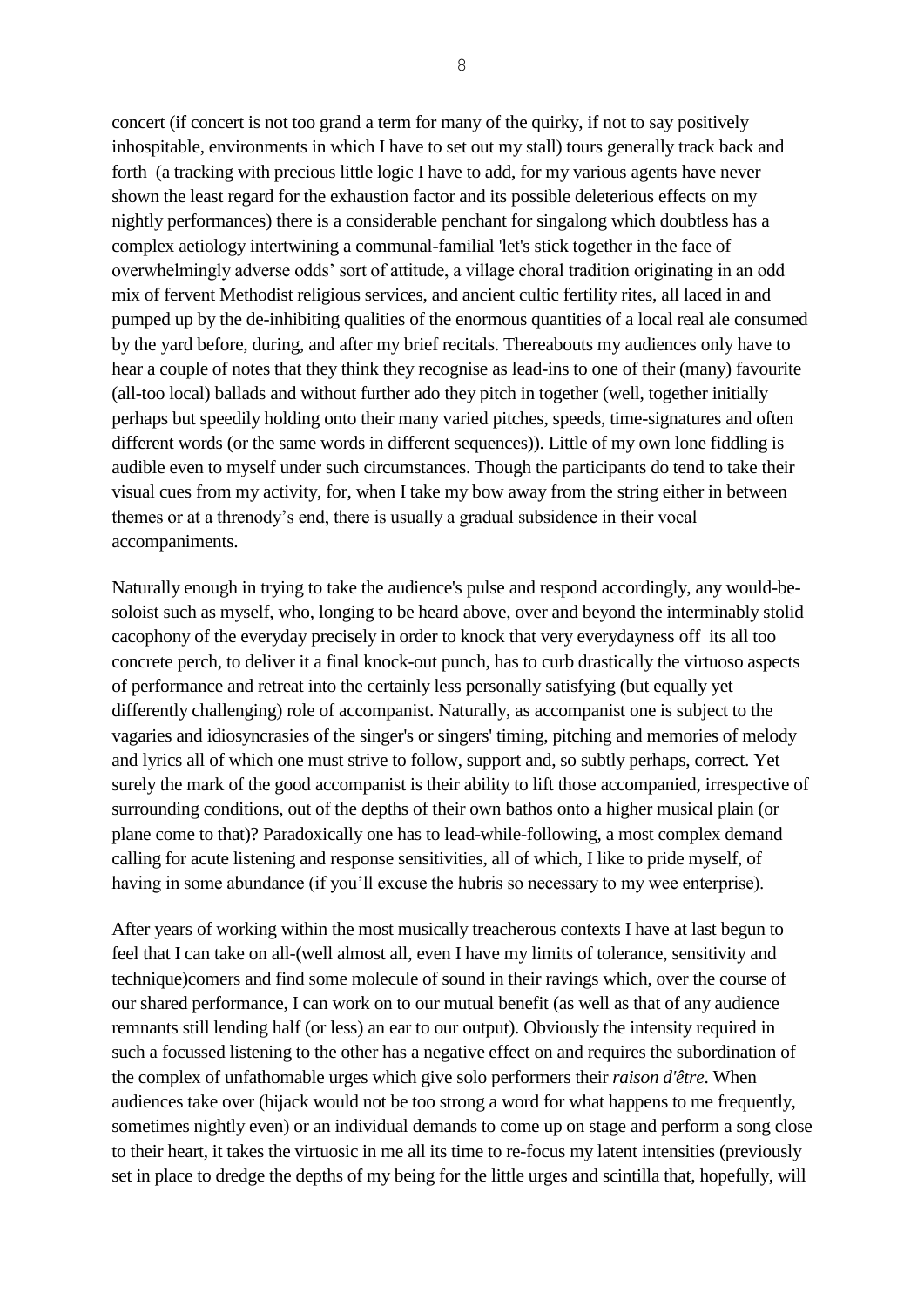concert (if concert is not too grand a term for many of the quirky, if not to say positively inhospitable, environments in which I have to set out my stall) tours generally track back and forth (a tracking with precious little logic I have to add, for my various agents have never shown the least regard for the exhaustion factor and its possible deleterious effects on my nightly performances) there is a considerable penchant for singalong which doubtless has a complex aetiology intertwining a communal-familial 'let's stick together in the face of overwhelmingly adverse odds' sort of attitude, a village choral tradition originating in an odd mix of fervent Methodist religious services, and ancient cultic fertility rites, all laced in and pumped up by the de-inhibiting qualities of the enormous quantities of a local real ale consumed by the yard before, during, and after my brief recitals. Thereabouts my audiences only have to hear a couple of notes that they think they recognise as lead-ins to one of their (many) favourite (all-too local) ballads and without further ado they pitch in together (well, together initially perhaps but speedily holding onto their many varied pitches, speeds, time-signatures and often different words (or the same words in different sequences)). Little of my own lone fiddling is audible even to myself under such circumstances. Though the participants do tend to take their visual cues from my activity, for, when I take my bow away from the string either in between themes or at a threnody's end, there is usually a gradual subsidence in their vocal accompaniments.

Naturally enough in trying to take the audience's pulse and respond accordingly, any would-be-soloist such as myself, who, longing to be heard above, over and beyond the interminably stolid cacophony of the everyday precisely in order to knock that very everydayness off its all too concrete perch, to deliver it a final knock-out punch, has to curb drastically the virtuoso aspects of performance and retreat into the certainly less personally satisfying (but equally yet differently challenging) role of accompanist. Naturally, as accompanist one is subject to the vagaries and idiosyncrasies of the singer's or singers' timing, pitching and memories of melody and lyrics all of which one must strive to follow, support and, so subtly perhaps, correct. Yet surely the mark of the good accompanist is their ability to lift those accompanied, irrespective of surrounding conditions, out of the depths of their own bathos onto a higher musical plain (or plane come to that)? Paradoxically one has to lead-while-following, a most complex demand calling for acute listening and response sensitivities, all of which, I like to pride myself, of having in some abundance (if you'll excuse the hubris so necessary to my wee enterprise).

After years of working within the most musically treacherous contexts I have at last begun to feel that I can take on all-(well almost all, even I have my limits of tolerance, sensitivity and technique)comers and find some molecule of sound in their ravings which, over the course of our shared performance, I can work on to our mutual benefit (as well as that of any audience remnants still lending half (or less) an ear to our output). Obviously the intensity required in such a focussed listening to the other has a negative effect on and requires the subordination of the complex of unfathomable urges which give solo performers their *raison d'être*. When audiences take over (hijack would not be too strong a word for what happens to me frequently, sometimes nightly even) or an individual demands to come up on stage and perform a song close to their heart, it takes the virtuosic in me all its time to re-focus my latent intensities (previously set in place to dredge the depths of my being for the little urges and scintilla that, hopefully, will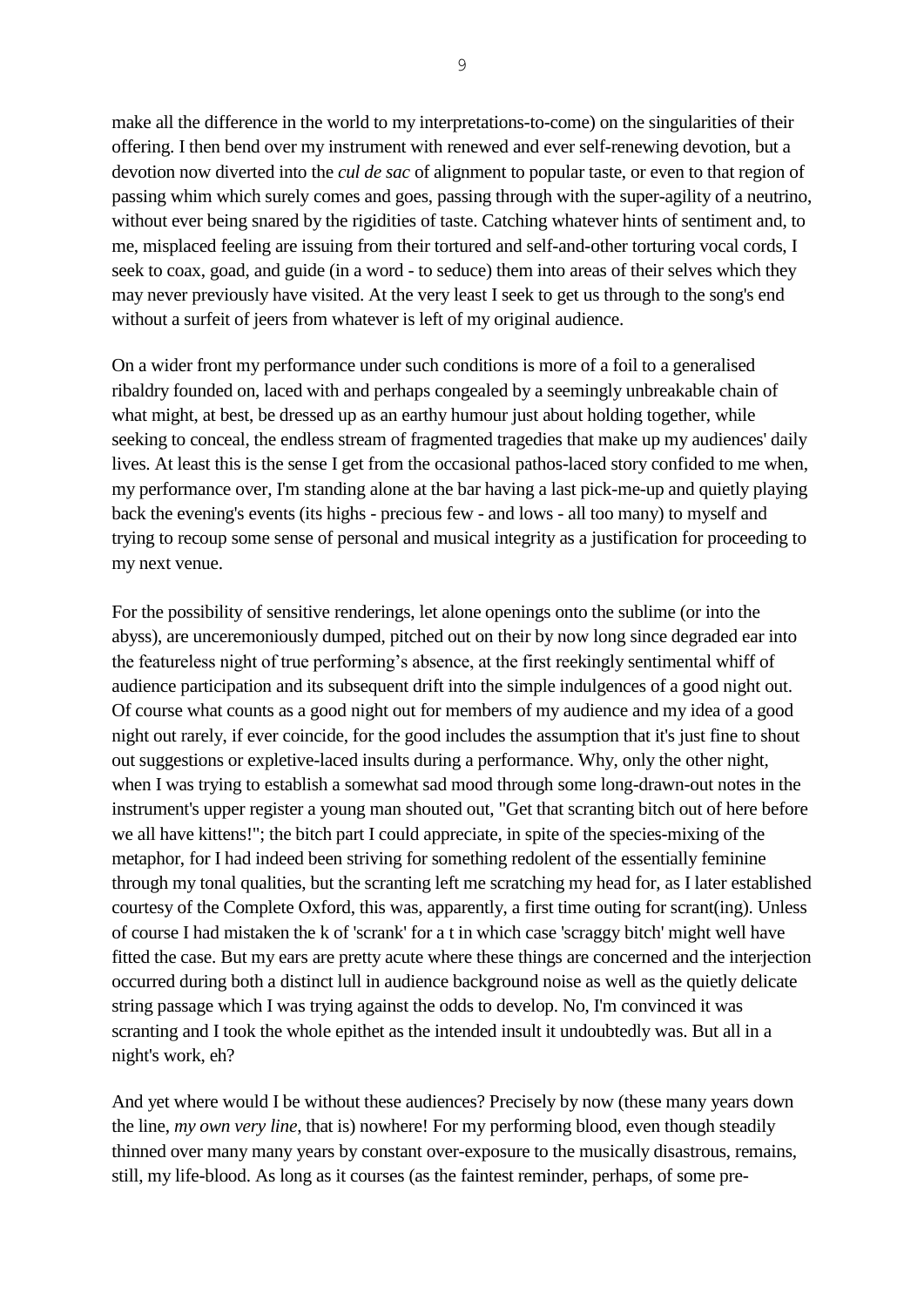make all the difference in the world to my interpretations-to-come) on the singularities of their offering. I then bend over my instrument with renewed and ever self-renewing devotion, but a devotion now diverted into the *cul de sac* of alignment to popular taste, or even to that region of passing whim which surely comes and goes, passing through with the super-agility of a neutrino, without ever being snared by the rigidities of taste. Catching whatever hints of sentiment and, to me, misplaced feeling are issuing from their tortured and self-and-other torturing vocal cords, I seek to coax, goad, and guide (in a word - to seduce) them into areas of their selves which they may never previously have visited. At the very least I seek to get us through to the song's end without a surfeit of jeers from whatever is left of my original audience.

On a wider front my performance under such conditions is more of a foil to a generalised ribaldry founded on, laced with and perhaps congealed by a seemingly unbreakable chain of what might, at best, be dressed up as an earthy humour just about holding together, while seeking to conceal, the endless stream of fragmented tragedies that make up my audiences' daily lives. At least this is the sense I get from the occasional pathos-laced story confided to me when, my performance over, I'm standing alone at the bar having a last pick-me-up and quietly playing back the evening's events (its highs - precious few - and lows - all too many) to myself and trying to recoup some sense of personal and musical integrity as a justification for proceeding to my next venue.

For the possibility of sensitive renderings, let alone openings onto the sublime (or into the abyss), are unceremoniously dumped, pitched out on their by now long since degraded ear into the featureless night of true performing's absence, at the first reekingly sentimental whiff of audience participation and its subsequent drift into the simple indulgences of a good night out. Of course what counts as a good night out for members of my audience and my idea of a good night out rarely, if ever coincide, for the good includes the assumption that it's just fine to shout out suggestions or expletive-laced insults during a performance. Why, only the other night, when I was trying to establish a somewhat sad mood through some long-drawn-out notes in the instrument's upper register a young man shouted out, "Get that scranting bitch out of here before we all have kittens!"; the bitch part I could appreciate, in spite of the species-mixing of the metaphor, for I had indeed been striving for something redolent of the essentially feminine through my tonal qualities, but the scranting left me scratching my head for, as I later established courtesy of the Complete Oxford, this was, apparently, a first time outing for scrant(ing). Unless of course I had mistaken the k of 'scrank' for a t in which case 'scraggy bitch' might well have fitted the case. But my ears are pretty acute where these things are concerned and the interjection occurred during both a distinct lull in audience background noise as well as the quietly delicate string passage which I was trying against the odds to develop. No, I'm convinced it was scranting and I took the whole epithet as the intended insult it undoubtedly was. But all in a night's work, eh?

And yet where would I be without these audiences? Precisely by now (these many years down the line, *my own very line*, that is) nowhere! For my performing blood, even though steadily thinned over many many years by constant over-exposure to the musically disastrous, remains, still, my life-blood. As long as it courses (as the faintest reminder, perhaps, of some pre-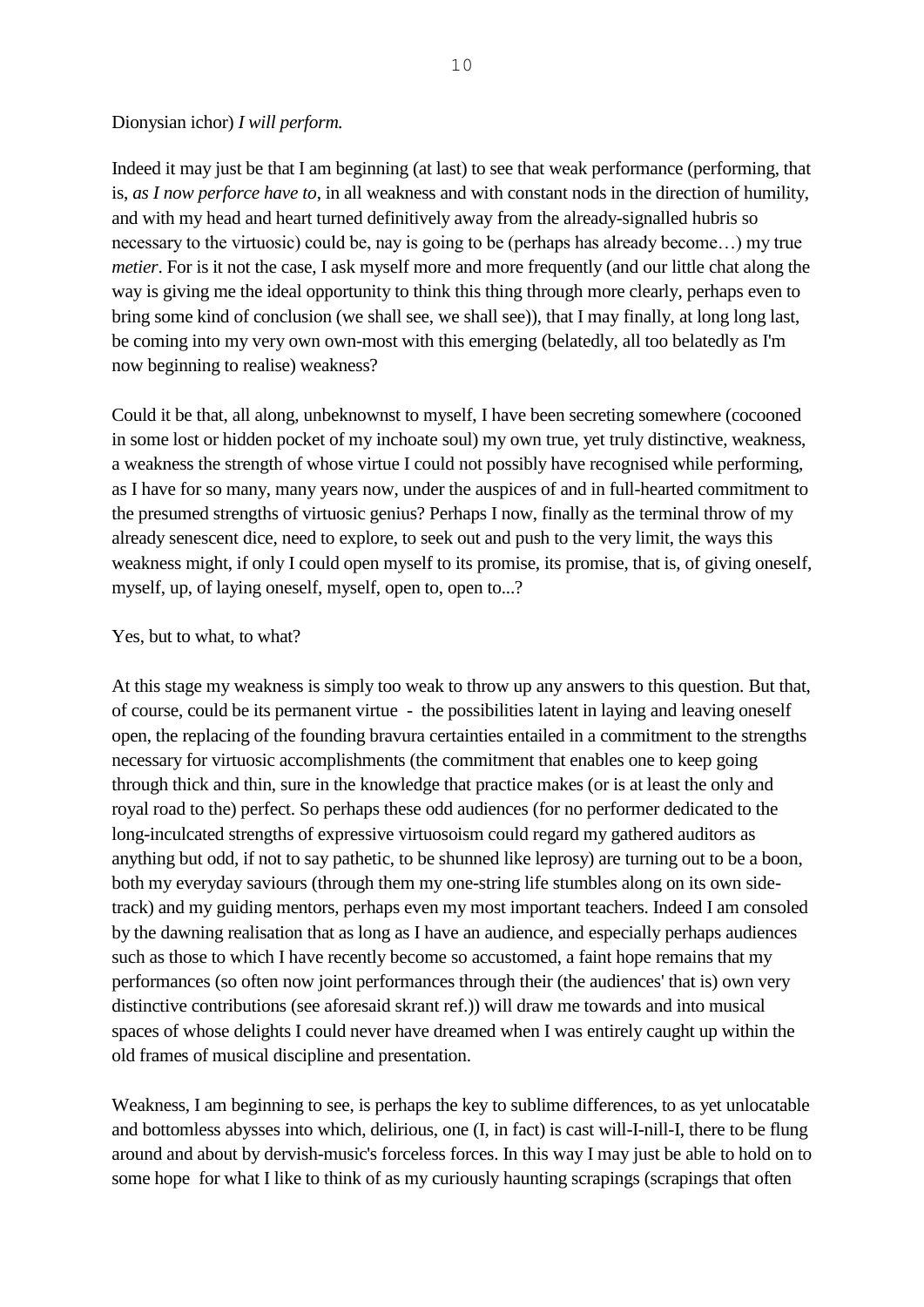Dionysian ichor) *I will perform.*

Indeed it may just be that I am beginning (at last) to see that weak performance (performing, that is, *as I now perforce have to*, in all weakness and with constant nods in the direction of humility, and with my head and heart turned definitively away from the already-signalled hubris so necessary to the virtuosic) could be, nay is going to be (perhaps has already become…) my true *metier*. For is it not the case, I ask myself more and more frequently (and our little chat along the way is giving me the ideal opportunity to think this thing through more clearly, perhaps even to bring some kind of conclusion (we shall see, we shall see)), that I may finally, at long long last, be coming into my very own own-most with this emerging (belatedly, all too belatedly as I'm now beginning to realise) weakness?

Could it be that, all along, unbeknownst to myself, I have been secreting somewhere (cocooned in some lost or hidden pocket of my inchoate soul) my own true, yet truly distinctive, weakness, a weakness the strength of whose virtue I could not possibly have recognised while performing, as I have for so many, many years now, under the auspices of and in full-hearted commitment to the presumed strengths of virtuosic genius? Perhaps I now, finally as the terminal throw of my already senescent dice, need to explore, to seek out and push to the very limit, the ways this weakness might, if only I could open myself to its promise, its promise, that is, of giving oneself, myself, up, of laying oneself, myself, open to, open to...?

Yes, but to what, to what?

At this stage my weakness is simply too weak to throw up any answers to this question. But that, of course, could be its permanent virtue - the possibilities latent in laying and leaving oneself open, the replacing of the founding bravura certainties entailed in a commitment to the strengths necessary for virtuosic accomplishments (the commitment that enables one to keep going through thick and thin, sure in the knowledge that practice makes (or is at least the only and royal road to the) perfect. So perhaps these odd audiences (for no performer dedicated to the long-inculcated strengths of expressive virtuosoism could regard my gathered auditors as anything but odd, if not to say pathetic, to be shunned like leprosy) are turning out to be a boon, both my everyday saviours (through them my one-string life stumbles along on its own side-track) and my guiding mentors, perhaps even my most important teachers. Indeed I am consoled by the dawning realisation that as long as I have an audience, and especially perhaps audiences such as those to which I have recently become so accustomed, a faint hope remains that my performances (so often now joint performances through their (the audiences' that is) own very distinctive contributions (see aforesaid skrant ref.)) will draw me towards and into musical spaces of whose delights I could never have dreamed when I was entirely caught up within the old frames of musical discipline and presentation.

Weakness, I am beginning to see, is perhaps the key to sublime differences, to as yet unlocatable and bottomless abysses into which, delirious, one (I, in fact) is cast will-I-nill-I, there to be flung around and about by dervish-music's forceless forces. In this way I may just be able to hold on to some hope for what I like to think of as my curiously haunting scrapings (scrapings that often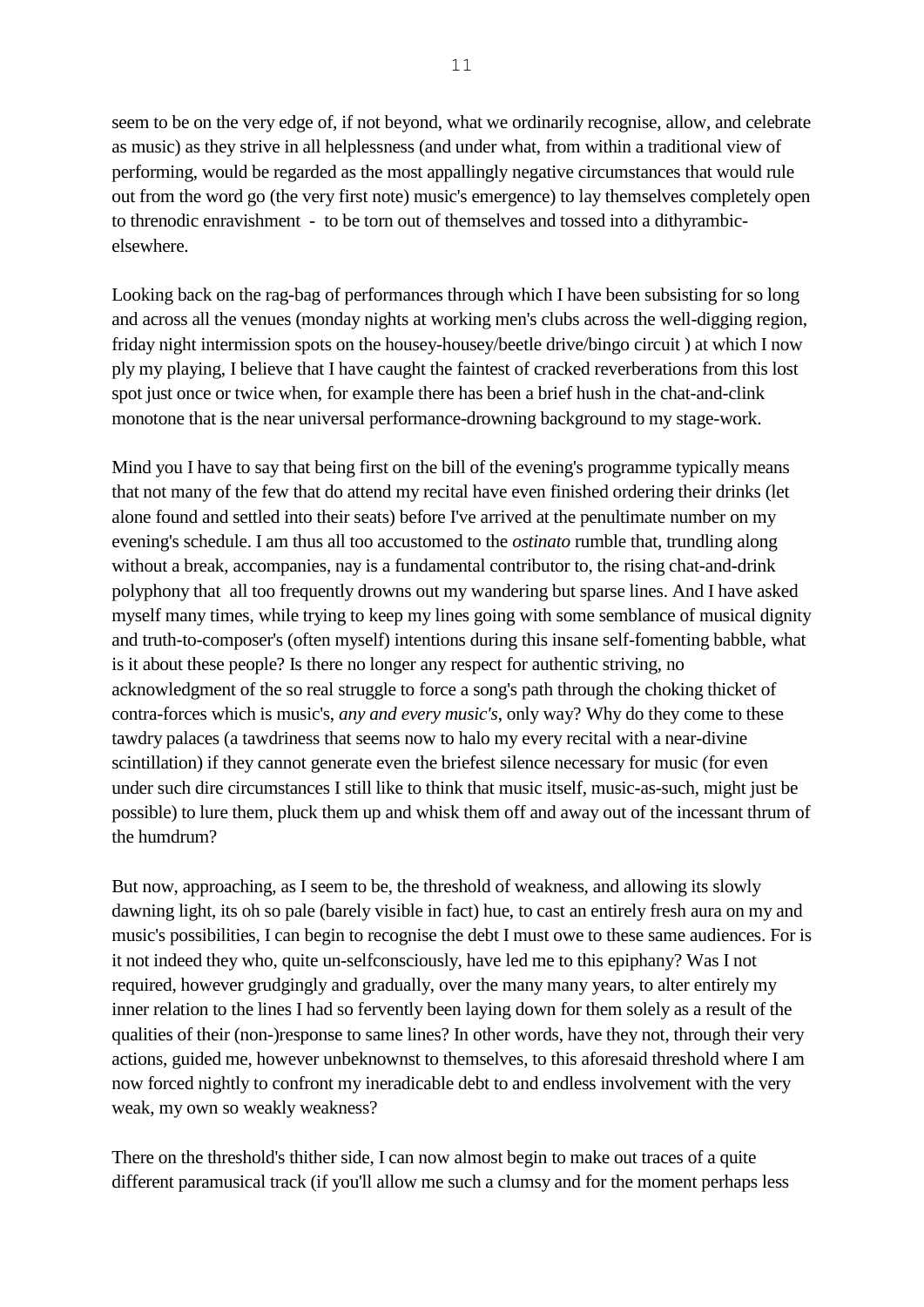seem to be on the very edge of, if not beyond, what we ordinarily recognise, allow, and celebrate as music) as they strive in all helplessness (and under what, from within a traditional view of performing, would be regarded as the most appallingly negative circumstances that would rule out from the word go (the very first note) music's emergence) to lay themselves completely open to threnodic enravishment - to be torn out of themselves and tossed into a dithyrambic-elsewhere.

Looking back on the rag-bag of performances through which I have been subsisting for so long and across all the venues (monday nights at working men's clubs across the well-digging region, friday night intermission spots on the housey-housey/beetle drive/bingo circuit ) at which I now ply my playing, I believe that I have caught the faintest of cracked reverberations from this lost spot just once or twice when, for example there has been a brief hush in the chat-and-clink monotone that is the near universal performance-drowning background to my stage-work.

Mind you I have to say that being first on the bill of the evening's programme typically means that not many of the few that do attend my recital have even finished ordering their drinks (let alone found and settled into their seats) before I've arrived at the penultimate number on my evening's schedule. I am thus all too accustomed to the *ostinato* rumble that, trundling along without a break, accompanies, nay is a fundamental contributor to, the rising chat-and-drink polyphony that all too frequently drowns out my wandering but sparse lines. And I have asked myself many times, while trying to keep my lines going with some semblance of musical dignity and truth-to-composer's (often myself) intentions during this insane self-fomenting babble, what is it about these people? Is there no longer any respect for authentic striving, no acknowledgment of the so real struggle to force a song's path through the choking thicket of contra-forces which is music's, *any and every music's*, only way? Why do they come to these tawdry palaces (a tawdriness that seems now to halo my every recital with a near-divine scintillation) if they cannot generate even the briefest silence necessary for music (for even under such dire circumstances I still like to think that music itself, music-as-such, might just be possible) to lure them, pluck them up and whisk them off and away out of the incessant thrum of the humdrum?

But now, approaching, as I seem to be, the threshold of weakness, and allowing its slowly dawning light, its oh so pale (barely visible in fact) hue, to cast an entirely fresh aura on my and music's possibilities, I can begin to recognise the debt I must owe to these same audiences. For is it not indeed they who, quite un-selfconsciously, have led me to this epiphany? Was I not required, however grudgingly and gradually, over the many many years, to alter entirely my inner relation to the lines I had so fervently been laying down for them solely as a result of the qualities of their (non-)response to same lines? In other words, have they not, through their very actions, guided me, however unbeknownst to themselves, to this aforesaid threshold where I am now forced nightly to confront my ineradicable debt to and endless involvement with the very weak, my own so weakly weakness?

There on the threshold's thither side, I can now almost begin to make out traces of a quite different paramusical track (if you'll allow me such a clumsy and for the moment perhaps less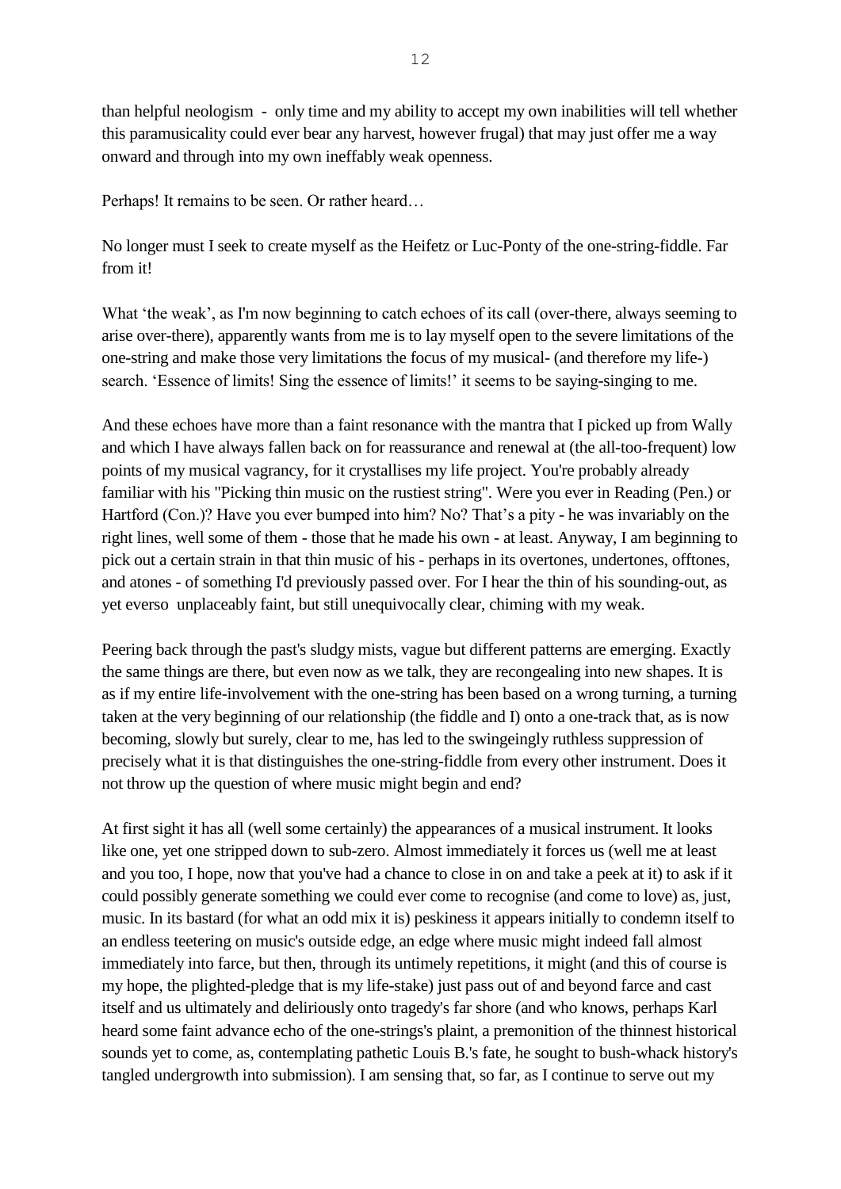than helpful neologism - only time and my ability to accept my own inabilities will tell whether this paramusicality could ever bear any harvest, however frugal) that may just offer me a way onward and through into my own ineffably weak openness.

Perhaps! It remains to be seen. Or rather heard…

No longer must I seek to create myself as the Heifetz or Luc-Ponty of the one-string-fiddle. Far from it!

What 'the weak', as I'm now beginning to catch echoes of its call (over-there, always seeming to arise over-there), apparently wants from me is to lay myself open to the severe limitations of the one-string and make those very limitations the focus of my musical- (and therefore my life-) search. 'Essence of limits! Sing the essence of limits!' it seems to be saying-singing to me.

And these echoes have more than a faint resonance with the mantra that I picked up from Wally and which I have always fallen back on for reassurance and renewal at (the all-too-frequent) low points of my musical vagrancy, for it crystallises my life project. You're probably already familiar with his "Picking thin music on the rustiest string". Were you ever in Reading (Pen.) or Hartford (Con.)? Have you ever bumped into him? No? That's a pity - he was invariably on the right lines, well some of them - those that he made his own - at least. Anyway, I am beginning to pick out a certain strain in that thin music of his - perhaps in its overtones, undertones, offtones, and atones - of something I'd previously passed over. For I hear the thin of his sounding-out, as yet everso unplaceably faint, but still unequivocally clear, chiming with my weak.

Peering back through the past's sludgy mists, vague but different patterns are emerging. Exactly the same things are there, but even now as we talk, they are recongealing into new shapes. It is as if my entire life-involvement with the one-string has been based on a wrong turning, a turning taken at the very beginning of our relationship (the fiddle and I) onto a one-track that, as is now becoming, slowly but surely, clear to me, has led to the swingeingly ruthless suppression of precisely what it is that distinguishes the one-string-fiddle from every other instrument. Does it not throw up the question of where music might begin and end?

At first sight it has all (well some certainly) the appearances of a musical instrument. It looks like one, yet one stripped down to sub-zero. Almost immediately it forces us (well me at least and you too, I hope, now that you've had a chance to close in on and take a peek at it) to ask if it could possibly generate something we could ever come to recognise (and come to love) as, just, music. In its bastard (for what an odd mix it is) peskiness it appears initially to condemn itself to an endless teetering on music's outside edge, an edge where music might indeed fall almost immediately into farce, but then, through its untimely repetitions, it might (and this of course is my hope, the plighted-pledge that is my life-stake) just pass out of and beyond farce and cast itself and us ultimately and deliriously onto tragedy's far shore (and who knows, perhaps Karl heard some faint advance echo of the one-strings's plaint, a premonition of the thinnest historical sounds yet to come, as, contemplating pathetic Louis B.'s fate, he sought to bush-whack history's tangled undergrowth into submission). I am sensing that, so far, as I continue to serve out my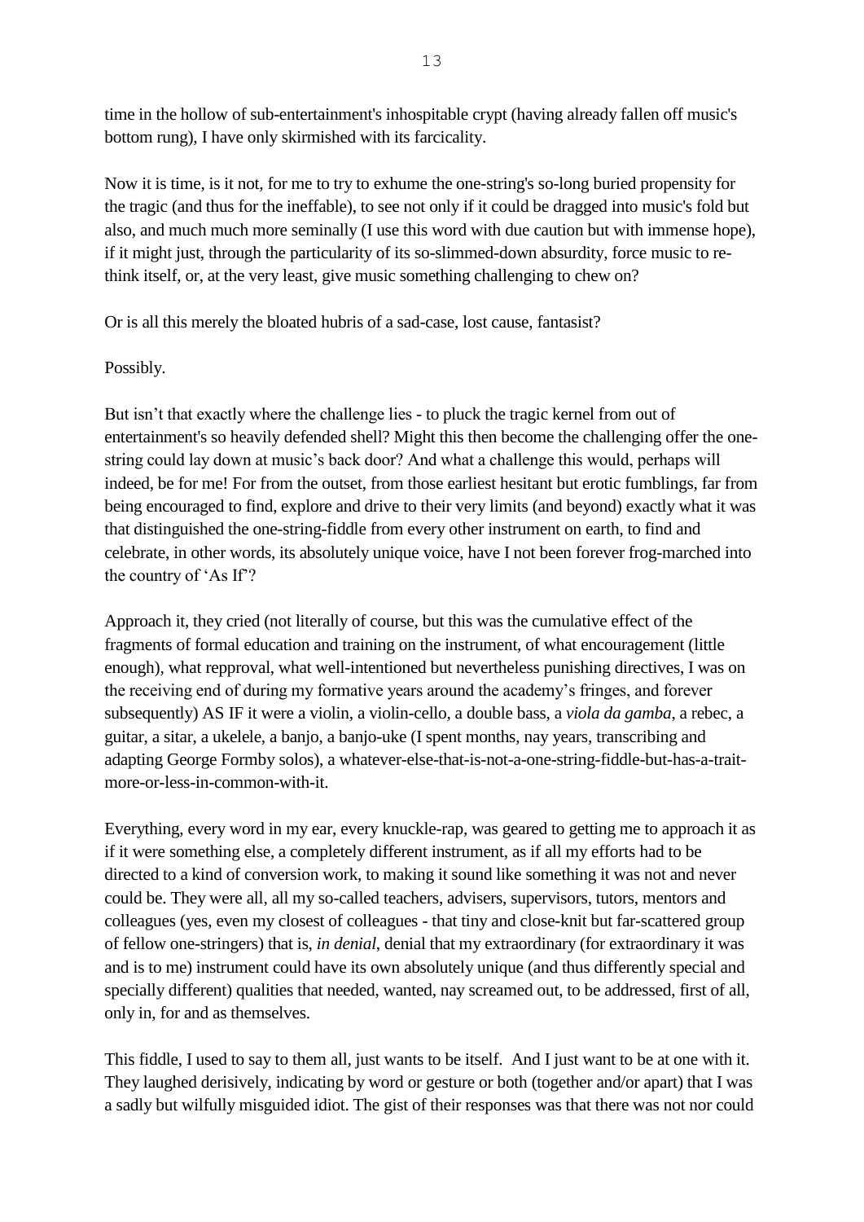time in the hollow of sub-entertainment's inhospitable crypt (having already fallen off music's bottom rung), I have only skirmished with its farcicality.

Now it is time, is it not, for me to try to exhume the one-string's so-long buried propensity for the tragic (and thus for the ineffable), to see not only if it could be dragged into music's fold but also, and much much more seminally (I use this word with due caution but with immense hope), if it might just, through the particularity of its so-slimmed-down absurdity, force music to re-think itself, or, at the very least, give music something challenging to chew on?

Or is all this merely the bloated hubris of a sad-case, lost cause, fantasist?

Possibly.

But isn't that exactly where the challenge lies - to pluck the tragic kernel from out of entertainment's so heavily defended shell? Might this then become the challenging offer the one-string could lay down at music's back door? And what a challenge this would, perhaps will indeed, be for me! For from the outset, from those earliest hesitant but erotic fumblings, far from being encouraged to find, explore and drive to their very limits (and beyond) exactly what it was that distinguished the one-string-fiddle from every other instrument on earth, to find and celebrate, in other words, its absolutely unique voice, have I not been forever frog-marched into the country of 'As If'?

Approach it, they cried (not literally of course, but this was the cumulative effect of the fragments of formal education and training on the instrument, of what encouragement (little enough), what repproval, what well-intentioned but nevertheless punishing directives, I was on the receiving end of during my formative years around the academy's fringes, and forever subsequently) AS IF it were a violin, a violin-cello, a double bass, a *viola da gamba*, a rebec, a guitar, a sitar, a ukelele, a banjo, a banjo-uke (I spent months, nay years, transcribing and adapting George Formby solos), a whatever-else-that-is-not-a-one-string-fiddle-but-has-a-trait-more-or-less-in-common-with-it.

Everything, every word in my ear, every knuckle-rap, was geared to getting me to approach it as if it were something else, a completely different instrument, as if all my efforts had to be directed to a kind of conversion work, to making it sound like something it was not and never could be. They were all, all my so-called teachers, advisers, supervisors, tutors, mentors and colleagues (yes, even my closest of colleagues - that tiny and close-knit but far-scattered group of fellow one-stringers) that is, *in denial*, denial that my extraordinary (for extraordinary it was and is to me) instrument could have its own absolutely unique (and thus differently special and specially different) qualities that needed, wanted, nay screamed out, to be addressed, first of all, only in, for and as themselves.

This fiddle, I used to say to them all, just wants to be itself. And I just want to be at one with it. They laughed derisively, indicating by word or gesture or both (together and/or apart) that I was a sadly but wilfully misguided idiot. The gist of their responses was that there was not nor could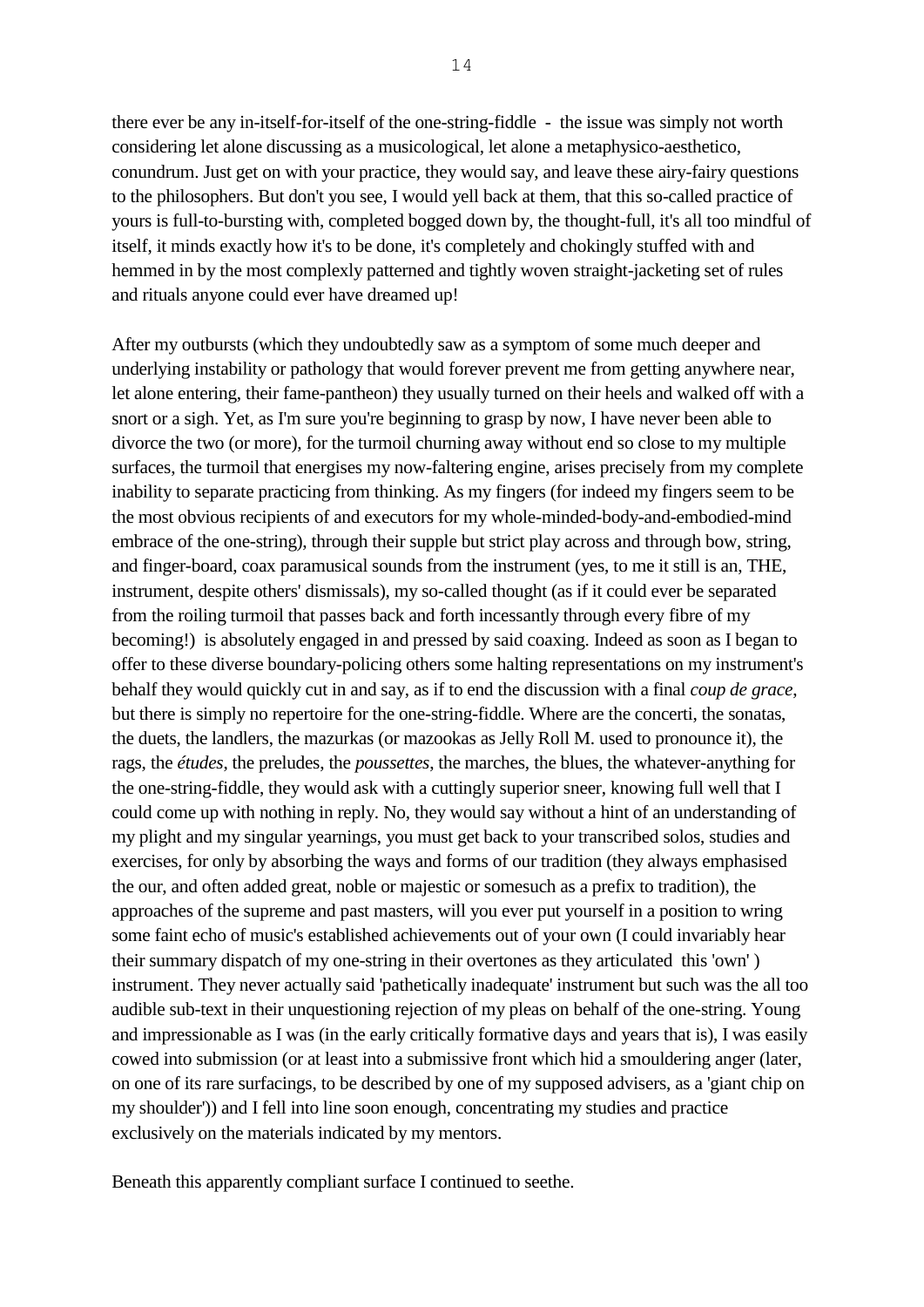there ever be any in-itself-for-itself of the one-string-fiddle - the issue was simply not worth considering let alone discussing as a musicological, let alone a metaphysico-aesthetico, conundrum. Just get on with your practice, they would say, and leave these airy-fairy questions to the philosophers. But don't you see, I would yell back at them, that this so-called practice of yours is full-to-bursting with, completed bogged down by, the thought-full, it's all too mindful of itself, it minds exactly how it's to be done, it's completely and chokingly stuffed with and hemmed in by the most complexly patterned and tightly woven straight-jacketing set of rules and rituals anyone could ever have dreamed up!

After my outbursts (which they undoubtedly saw as a symptom of some much deeper and underlying instability or pathology that would forever prevent me from getting anywhere near, let alone entering, their fame-pantheon) they usually turned on their heels and walked off with a snort or a sigh. Yet, as I'm sure you're beginning to grasp by now, I have never been able to divorce the two (or more), for the turmoil churning away without end so close to my multiple surfaces, the turmoil that energises my now-faltering engine, arises precisely from my complete inability to separate practicing from thinking. As my fingers (for indeed my fingers seem to be the most obvious recipients of and executors for my whole-minded-body-and-embodied-mind embrace of the one-string), through their supple but strict play across and through bow, string, and finger-board, coax paramusical sounds from the instrument (yes, to me it still is an, THE, instrument, despite others' dismissals), my so-called thought (as if it could ever be separated from the roiling turmoil that passes back and forth incessantly through every fibre of my becoming!) is absolutely engaged in and pressed by said coaxing. Indeed as soon as I began to offer to these diverse boundary-policing others some halting representations on my instrument's behalf they would quickly cut in and say, as if to end the discussion with a final *coup de grace*, but there is simply no repertoire for the one-string-fiddle. Where are the concerti, the sonatas, the duets, the landlers, the mazurkas (or mazookas as Jelly Roll M. used to pronounce it), the rags, the *études*, the preludes, the *poussettes*, the marches, the blues, the whatever-anything for the one-string-fiddle, they would ask with a cuttingly superior sneer, knowing full well that I could come up with nothing in reply. No, they would say without a hint of an understanding of my plight and my singular yearnings, you must get back to your transcribed solos, studies and exercises, for only by absorbing the ways and forms of our tradition (they always emphasised the our, and often added great, noble or majestic or somesuch as a prefix to tradition), the approaches of the supreme and past masters, will you ever put yourself in a position to wring some faint echo of music's established achievements out of your own (I could invariably hear their summary dispatch of my one-string in their overtones as they articulated this 'own' ) instrument. They never actually said 'pathetically inadequate' instrument but such was the all too audible sub-text in their unquestioning rejection of my pleas on behalf of the one-string. Young and impressionable as I was (in the early critically formative days and years that is), I was easily cowed into submission (or at least into a submissive front which hid a smouldering anger (later, on one of its rare surfacings, to be described by one of my supposed advisers, as a 'giant chip on my shoulder')) and I fell into line soon enough, concentrating my studies and practice exclusively on the materials indicated by my mentors.

Beneath this apparently compliant surface I continued to seethe.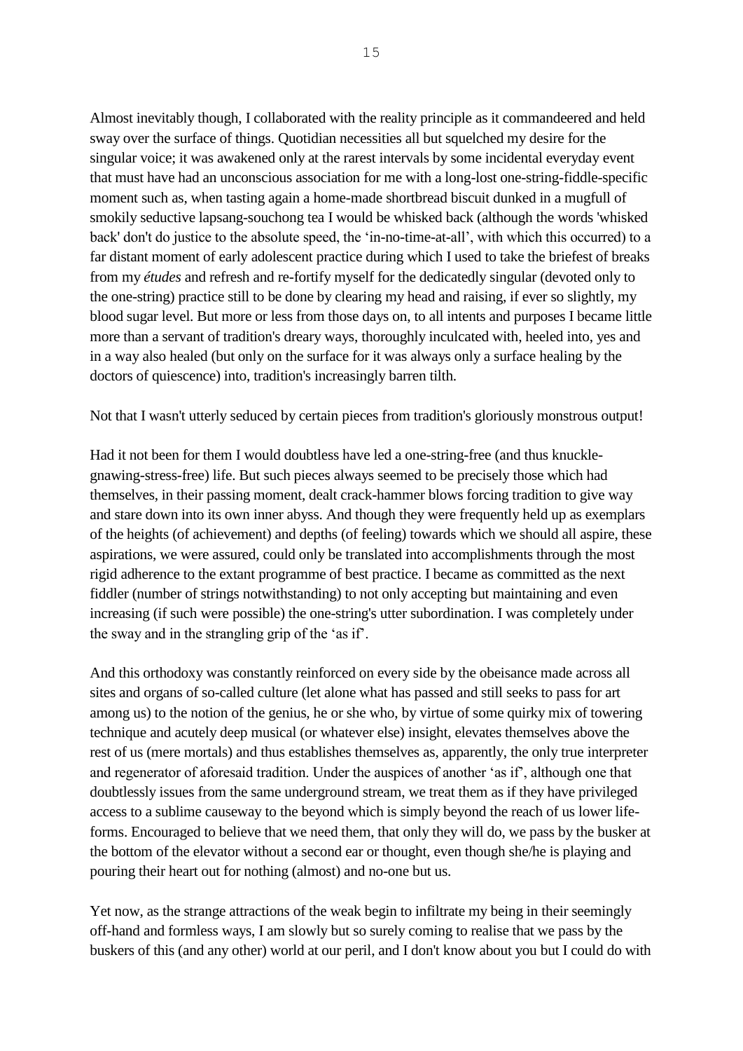Almost inevitably though, I collaborated with the reality principle as it commandeered and held sway over the surface of things. Quotidian necessities all but squelched my desire for the singular voice; it was awakened only at the rarest intervals by some incidental everyday event that must have had an unconscious association for me with a long-lost one-string-fiddle-specific moment such as, when tasting again a home-made shortbread biscuit dunked in a mugfull of smokily seductive lapsang-souchong tea I would be whisked back (although the words 'whisked back' don't do justice to the absolute speed, the 'in-no-time-at-all', with which this occurred) to a far distant moment of early adolescent practice during which I used to take the briefest of breaks from my *études* and refresh and re-fortify myself for the dedicatedly singular (devoted only to the one-string) practice still to be done by clearing my head and raising, if ever so slightly, my blood sugar level. But more or less from those days on, to all intents and purposes I became little more than a servant of tradition's dreary ways, thoroughly inculcated with, heeled into, yes and in a way also healed (but only on the surface for it was always only a surface healing by the doctors of quiescence) into, tradition's increasingly barren tilth.

Not that I wasn't utterly seduced by certain pieces from tradition's gloriously monstrous output!

Had it not been for them I would doubtless have led a one-string-free (and thus knuckle-gnawing-stress-free) life. But such pieces always seemed to be precisely those which had themselves, in their passing moment, dealt crack-hammer blows forcing tradition to give way and stare down into its own inner abyss. And though they were frequently held up as exemplars of the heights (of achievement) and depths (of feeling) towards which we should all aspire, these aspirations, we were assured, could only be translated into accomplishments through the most rigid adherence to the extant programme of best practice. I became as committed as the next fiddler (number of strings notwithstanding) to not only accepting but maintaining and even increasing (if such were possible) the one-string's utter subordination. I was completely under the sway and in the strangling grip of the 'as if'.

And this orthodoxy was constantly reinforced on every side by the obeisance made across all sites and organs of so-called culture (let alone what has passed and still seeks to pass for art among us) to the notion of the genius, he or she who, by virtue of some quirky mix of towering technique and acutely deep musical (or whatever else) insight, elevates themselves above the rest of us (mere mortals) and thus establishes themselves as, apparently, the only true interpreter and regenerator of aforesaid tradition. Under the auspices of another 'as if', although one that doubtlessly issues from the same underground stream, we treat them as if they have privileged access to a sublime causeway to the beyond which is simply beyond the reach of us lower life-forms. Encouraged to believe that we need them, that only they will do, we pass by the busker at the bottom of the elevator without a second ear or thought, even though she/he is playing and pouring their heart out for nothing (almost) and no-one but us.

Yet now, as the strange attractions of the weak begin to infiltrate my being in their seemingly off-hand and formless ways, I am slowly but so surely coming to realise that we pass by the buskers of this (and any other) world at our peril, and I don't know about you but I could do with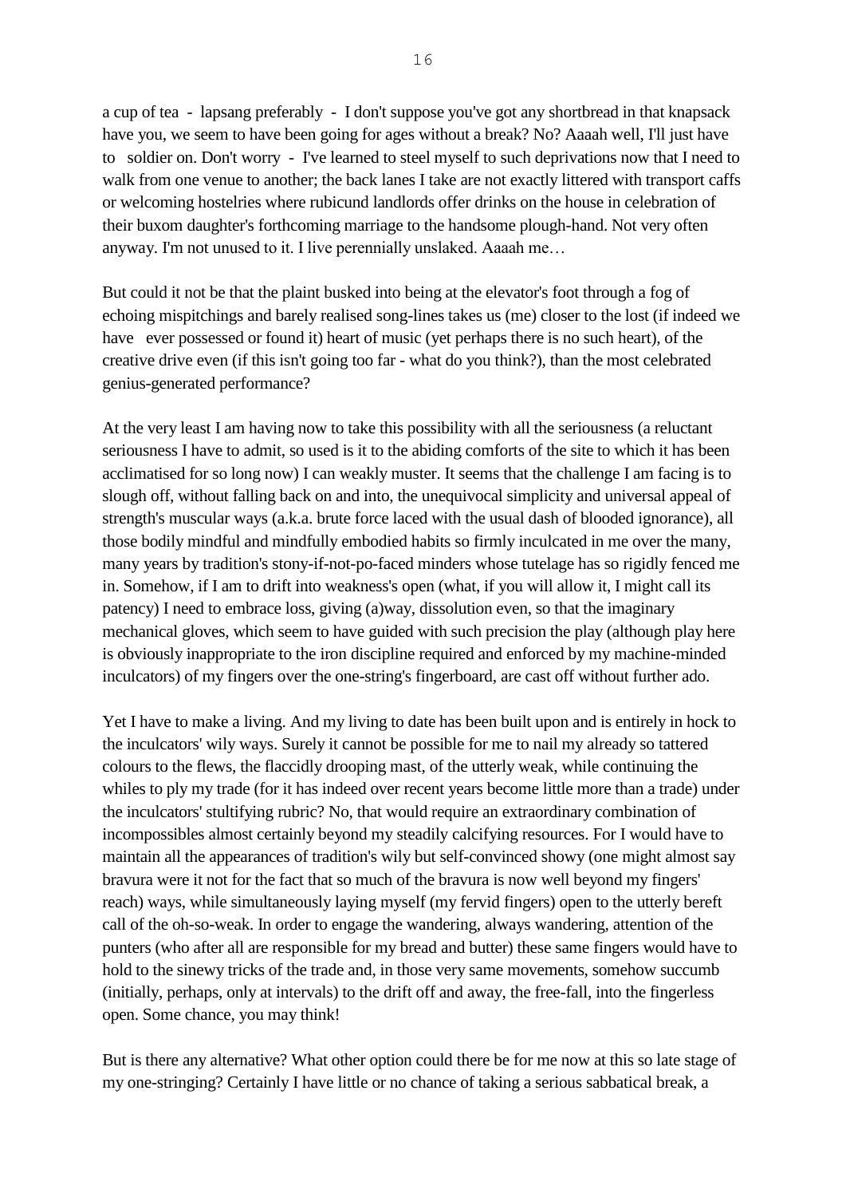a cup of tea - lapsang preferably - I don't suppose you've got any shortbread in that knapsack have you, we seem to have been going for ages without a break? No? Aaaah well, I'll just have to soldier on. Don't worry - I've learned to steel myself to such deprivations now that I need to walk from one venue to another; the back lanes I take are not exactly littered with transport caffs or welcoming hostelries where rubicund landlords offer drinks on the house in celebration of their buxom daughter's forthcoming marriage to the handsome plough-hand. Not very often anyway. I'm not unused to it. I live perennially unslaked. Aaaah me…

But could it not be that the plaint busked into being at the elevator's foot through a fog of echoing mispitchings and barely realised song-lines takes us (me) closer to the lost (if indeed we have ever possessed or found it) heart of music (yet perhaps there is no such heart), of the creative drive even (if this isn't going too far - what do you think?), than the most celebrated genius-generated performance?

At the very least I am having now to take this possibility with all the seriousness (a reluctant seriousness I have to admit, so used is it to the abiding comforts of the site to which it has been acclimatised for so long now) I can weakly muster. It seems that the challenge I am facing is to slough off, without falling back on and into, the unequivocal simplicity and universal appeal of strength's muscular ways (a.k.a. brute force laced with the usual dash of blooded ignorance), all those bodily mindful and mindfully embodied habits so firmly inculcated in me over the many, many years by tradition's stony-if-not-po-faced minders whose tutelage has so rigidly fenced me in. Somehow, if I am to drift into weakness's open (what, if you will allow it, I might call its patency) I need to embrace loss, giving (a)way, dissolution even, so that the imaginary mechanical gloves, which seem to have guided with such precision the play (although play here is obviously inappropriate to the iron discipline required and enforced by my machine-minded inculcators) of my fingers over the one-string's fingerboard, are cast off without further ado.

Yet I have to make a living. And my living to date has been built upon and is entirely in hock to the inculcators' wily ways. Surely it cannot be possible for me to nail my already so tattered colours to the flews, the flaccidly drooping mast, of the utterly weak, while continuing the whiles to ply my trade (for it has indeed over recent years become little more than a trade) under the inculcators' stultifying rubric? No, that would require an extraordinary combination of incompossibles almost certainly beyond my steadily calcifying resources. For I would have to maintain all the appearances of tradition's wily but self-convinced showy (one might almost say bravura were it not for the fact that so much of the bravura is now well beyond my fingers' reach) ways, while simultaneously laying myself (my fervid fingers) open to the utterly bereft call of the oh-so-weak. In order to engage the wandering, always wandering, attention of the punters (who after all are responsible for my bread and butter) these same fingers would have to hold to the sinewy tricks of the trade and, in those very same movements, somehow succumb (initially, perhaps, only at intervals) to the drift off and away, the free-fall, into the fingerless open. Some chance, you may think!

But is there any alternative? What other option could there be for me now at this so late stage of my one-stringing? Certainly I have little or no chance of taking a serious sabbatical break, a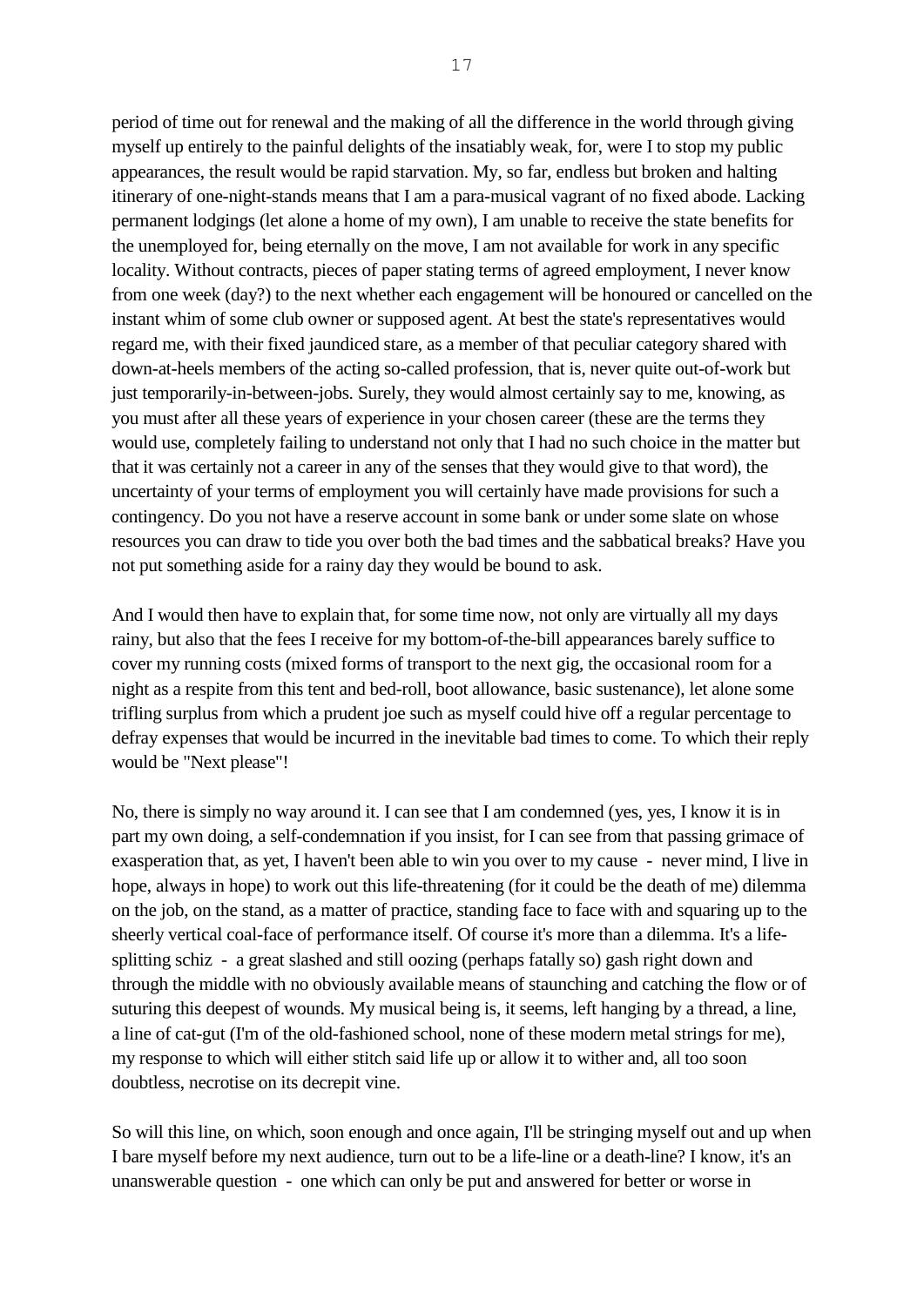period of time out for renewal and the making of all the difference in the world through giving myself up entirely to the painful delights of the insatiably weak, for, were I to stop my public appearances, the result would be rapid starvation. My, so far, endless but broken and halting itinerary of one-night-stands means that I am a para-musical vagrant of no fixed abode. Lacking permanent lodgings (let alone a home of my own), I am unable to receive the state benefits for the unemployed for, being eternally on the move, I am not available for work in any specific locality. Without contracts, pieces of paper stating terms of agreed employment, I never know from one week (day?) to the next whether each engagement will be honoured or cancelled on the instant whim of some club owner or supposed agent. At best the state's representatives would regard me, with their fixed jaundiced stare, as a member of that peculiar category shared with down-at-heels members of the acting so-called profession, that is, never quite out-of-work but just temporarily-in-between-jobs. Surely, they would almost certainly say to me, knowing, as you must after all these years of experience in your chosen career (these are the terms they would use, completely failing to understand not only that I had no such choice in the matter but that it was certainly not a career in any of the senses that they would give to that word), the uncertainty of your terms of employment you will certainly have made provisions for such a contingency. Do you not have a reserve account in some bank or under some slate on whose resources you can draw to tide you over both the bad times and the sabbatical breaks? Have you not put something aside for a rainy day they would be bound to ask.

And I would then have to explain that, for some time now, not only are virtually all my days rainy, but also that the fees I receive for my bottom-of-the-bill appearances barely suffice to cover my running costs (mixed forms of transport to the next gig, the occasional room for a night as a respite from this tent and bed-roll, boot allowance, basic sustenance), let alone some trifling surplus from which a prudent joe such as myself could hive off a regular percentage to defray expenses that would be incurred in the inevitable bad times to come. To which their reply would be "Next please"!

No, there is simply no way around it. I can see that I am condemned (yes, yes, I know it is in part my own doing, a self-condemnation if you insist, for I can see from that passing grimace of exasperation that, as yet, I haven't been able to win you over to my cause - never mind, I live in hope, always in hope) to work out this life-threatening (for it could be the death of me) dilemma on the job, on the stand, as a matter of practice, standing face to face with and squaring up to the sheerly vertical coal-face of performance itself. Of course it's more than a dilemma. It's a life-splitting schiz - a great slashed and still oozing (perhaps fatally so) gash right down and through the middle with no obviously available means of staunching and catching the flow or of suturing this deepest of wounds. My musical being is, it seems, left hanging by a thread, a line, a line of cat-gut (I'm of the old-fashioned school, none of these modern metal strings for me), my response to which will either stitch said life up or allow it to wither and, all too soon doubtless, necrotise on its decrepit vine.

So will this line, on which, soon enough and once again, I'll be stringing myself out and up when I bare myself before my next audience, turn out to be a life-line or a death-line? I know, it's an unanswerable question - one which can only be put and answered for better or worse in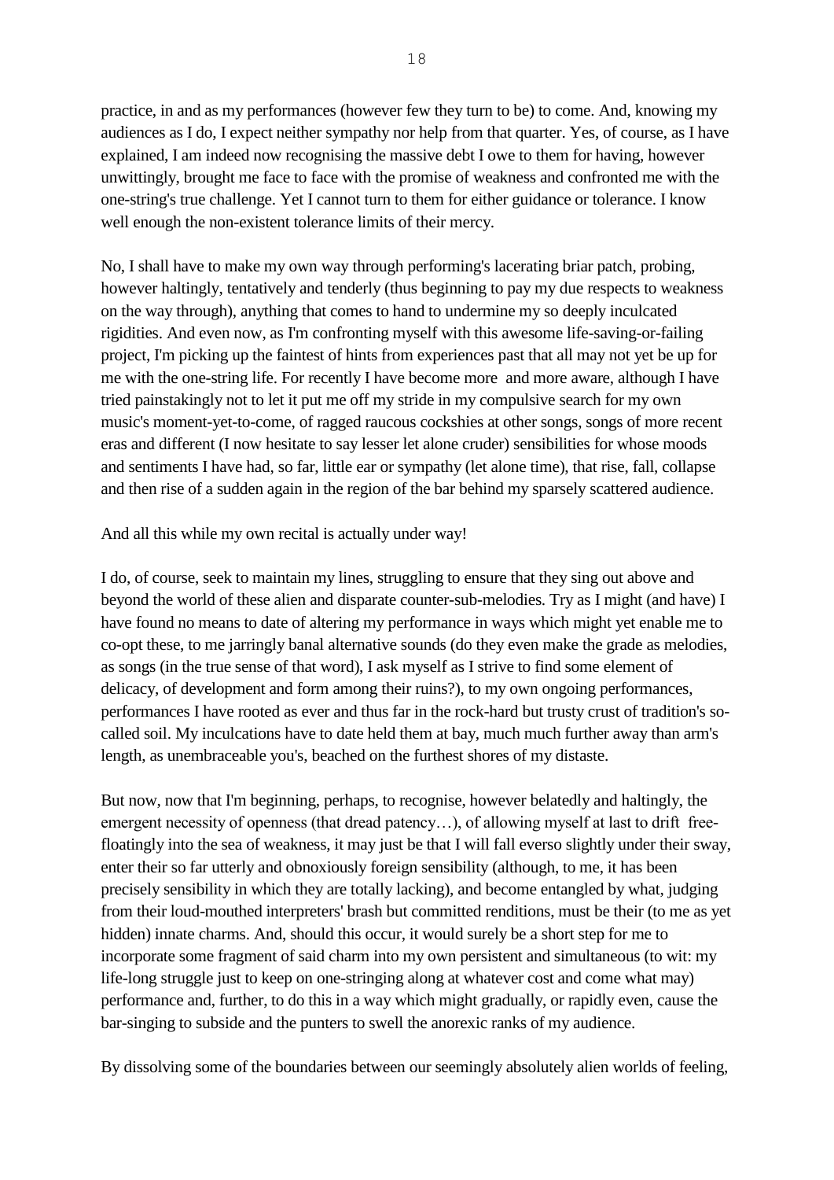practice, in and as my performances (however few they turn to be) to come. And, knowing my audiences as I do, I expect neither sympathy nor help from that quarter. Yes, of course, as I have explained, I am indeed now recognising the massive debt I owe to them for having, however unwittingly, brought me face to face with the promise of weakness and confronted me with the one-string's true challenge. Yet I cannot turn to them for either guidance or tolerance. I know well enough the non-existent tolerance limits of their mercy.

No, I shall have to make my own way through performing's lacerating briar patch, probing, however haltingly, tentatively and tenderly (thus beginning to pay my due respects to weakness on the way through), anything that comes to hand to undermine my so deeply inculcated rigidities. And even now, as I'm confronting myself with this awesome life-saving-or-failing project, I'm picking up the faintest of hints from experiences past that all may not yet be up for me with the one-string life. For recently I have become more  and more aware, although I have tried painstakingly not to let it put me off my stride in my compulsive search for my own music's moment-yet-to-come, of ragged raucous cockshies at other songs, songs of more recent eras and different (I now hesitate to say lesser let alone cruder) sensibilities for whose moods and sentiments I have had, so far, little ear or sympathy (let alone time), that rise, fall, collapse and then rise of a sudden again in the region of the bar behind my sparsely scattered audience.

And all this while my own recital is actually under way!

I do, of course, seek to maintain my lines, struggling to ensure that they sing out above and beyond the world of these alien and disparate counter-sub-melodies. Try as I might (and have) I have found no means to date of altering my performance in ways which might yet enable me to co-opt these, to me jarringly banal alternative sounds (do they even make the grade as melodies, as songs (in the true sense of that word), I ask myself as I strive to find some element of delicacy, of development and form among their ruins?), to my own ongoing performances, performances I have rooted as ever and thus far in the rock-hard but trusty crust of tradition's so-called soil. My inculcations have to date held them at bay, much much further away than arm's length, as unembraceable you's, beached on the furthest shores of my distaste.

But now, now that I'm beginning, perhaps, to recognise, however belatedly and haltingly, the emergent necessity of openness (that dread patency…), of allowing myself at last to drift  free-floatingly into the sea of weakness, it may just be that I will fall everso slightly under their sway, enter their so far utterly and obnoxiously foreign sensibility (although, to me, it has been precisely sensibility in which they are totally lacking), and become entangled by what, judging from their loud-mouthed interpreters' brash but committed renditions, must be their (to me as yet hidden) innate charms. And, should this occur, it would surely be a short step for me to incorporate some fragment of said charm into my own persistent and simultaneous (to wit: my life-long struggle just to keep on one-stringing along at whatever cost and come what may) performance and, further, to do this in a way which might gradually, or rapidly even, cause the bar-singing to subside and the punters to swell the anorexic ranks of my audience.

By dissolving some of the boundaries between our seemingly absolutely alien worlds of feeling,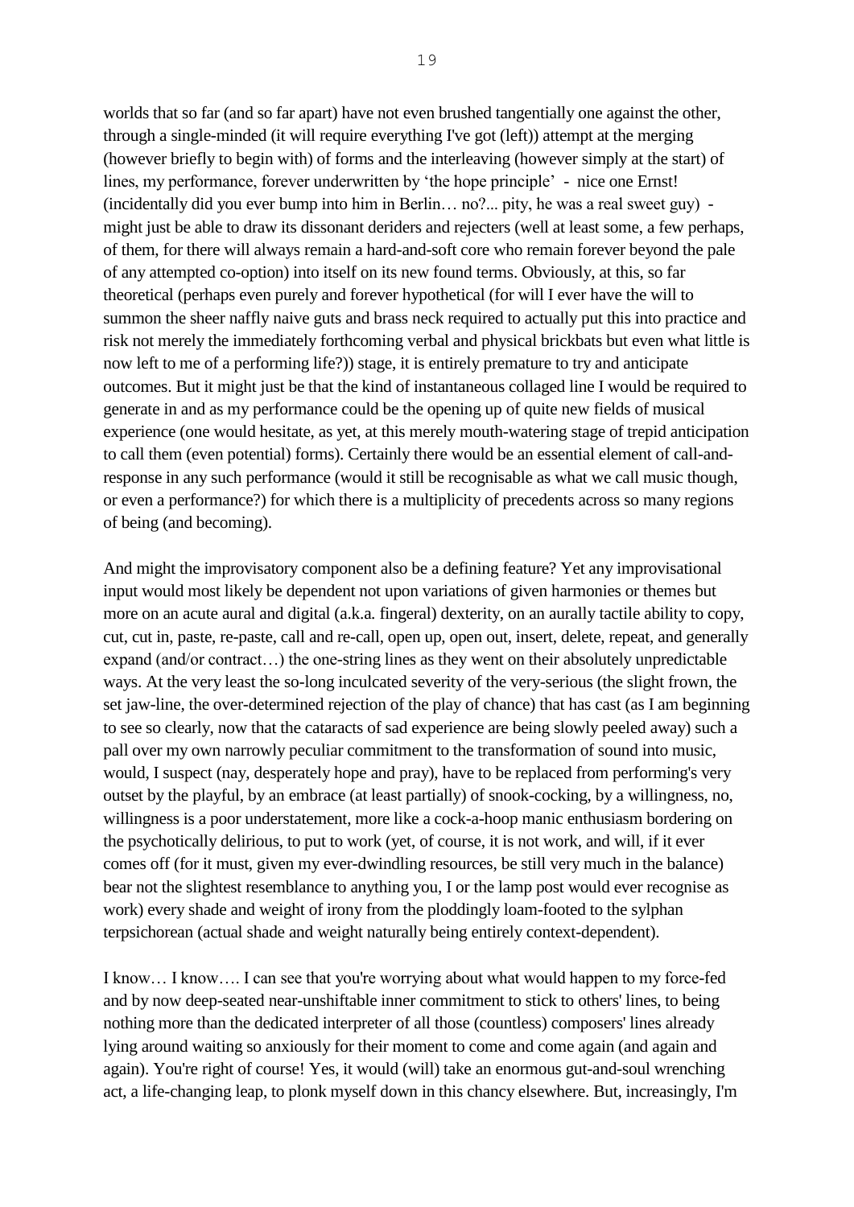worlds that so far (and so far apart) have not even brushed tangentially one against the other, through a single-minded (it will require everything I've got (left)) attempt at the merging (however briefly to begin with) of forms and the interleaving (however simply at the start) of lines, my performance, forever underwritten by 'the hope principle' - nice one Ernst! (incidentally did you ever bump into him in Berlin… no?... pity, he was a real sweet guy) - might just be able to draw its dissonant deriders and rejecters (well at least some, a few perhaps, of them, for there will always remain a hard-and-soft core who remain forever beyond the pale of any attempted co-option) into itself on its new found terms. Obviously, at this, so far theoretical (perhaps even purely and forever hypothetical (for will I ever have the will to summon the sheer naffly naive guts and brass neck required to actually put this into practice and risk not merely the immediately forthcoming verbal and physical brickbats but even what little is now left to me of a performing life?)) stage, it is entirely premature to try and anticipate outcomes. But it might just be that the kind of instantaneous collaged line I would be required to generate in and as my performance could be the opening up of quite new fields of musical experience (one would hesitate, as yet, at this merely mouth-watering stage of trepid anticipation to call them (even potential) forms). Certainly there would be an essential element of call-and-response in any such performance (would it still be recognisable as what we call music though, or even a performance?) for which there is a multiplicity of precedents across so many regions of being (and becoming).

And might the improvisatory component also be a defining feature? Yet any improvisational input would most likely be dependent not upon variations of given harmonies or themes but more on an acute aural and digital (a.k.a. fingeral) dexterity, on an aurally tactile ability to copy, cut, cut in, paste, re-paste, call and re-call, open up, open out, insert, delete, repeat, and generally expand (and/or contract…) the one-string lines as they went on their absolutely unpredictable ways. At the very least the so-long inculcated severity of the very-serious (the slight frown, the set jaw-line, the over-determined rejection of the play of chance) that has cast (as I am beginning to see so clearly, now that the cataracts of sad experience are being slowly peeled away) such a pall over my own narrowly peculiar commitment to the transformation of sound into music, would, I suspect (nay, desperately hope and pray), have to be replaced from performing's very outset by the playful, by an embrace (at least partially) of snook-cocking, by a willingness, no, willingness is a poor understatement, more like a cock-a-hoop manic enthusiasm bordering on the psychotically delirious, to put to work (yet, of course, it is not work, and will, if it ever comes off (for it must, given my ever-dwindling resources, be still very much in the balance) bear not the slightest resemblance to anything you, I or the lamp post would ever recognise as work) every shade and weight of irony from the ploddingly loam-footed to the sylphan terpsichorean (actual shade and weight naturally being entirely context-dependent).

I know… I know…. I can see that you're worrying about what would happen to my force-fed and by now deep-seated near-unshiftable inner commitment to stick to others' lines, to being nothing more than the dedicated interpreter of all those (countless) composers' lines already lying around waiting so anxiously for their moment to come and come again (and again and again). You're right of course! Yes, it would (will) take an enormous gut-and-soul wrenching act, a life-changing leap, to plonk myself down in this chancy elsewhere. But, increasingly, I'm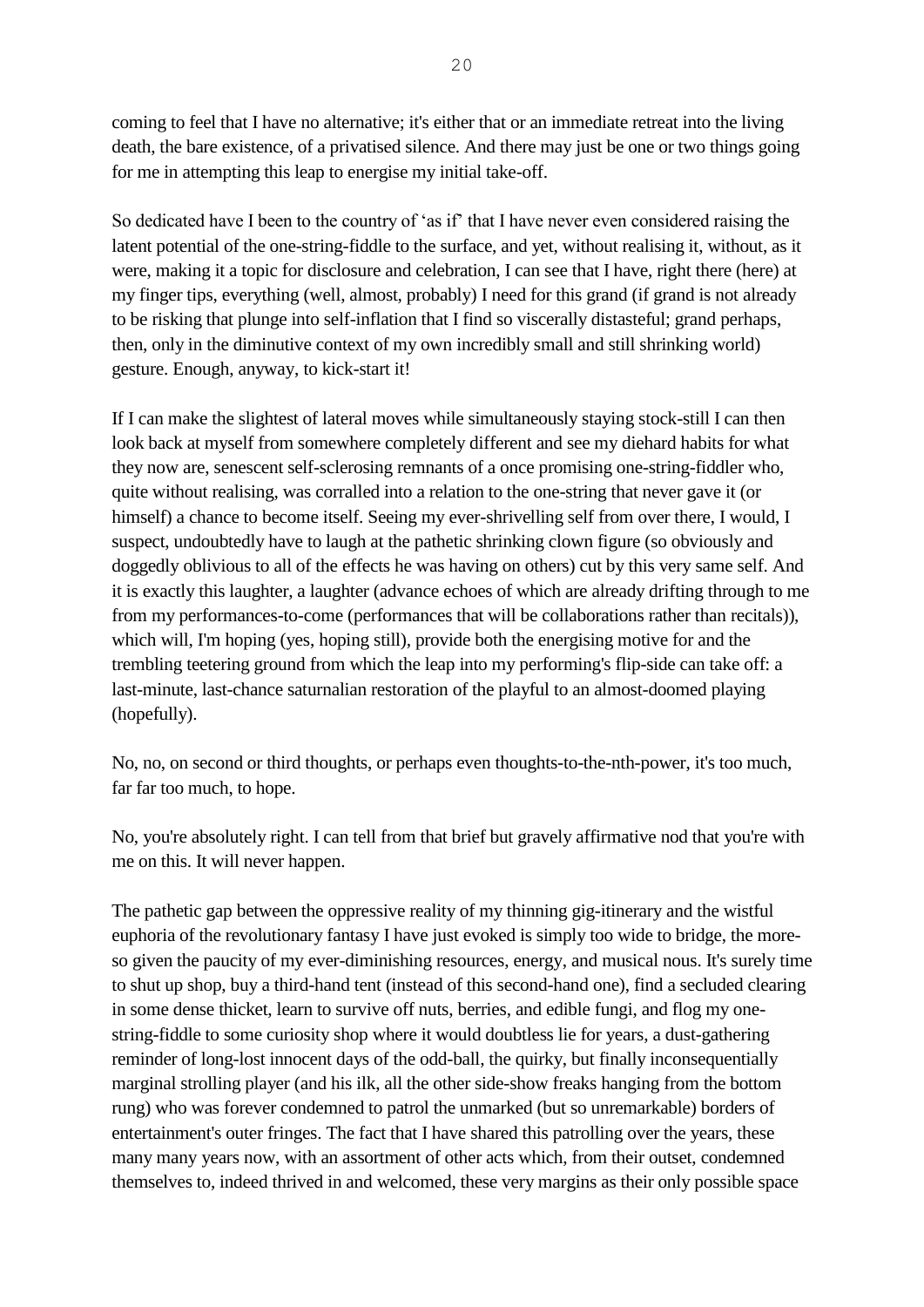coming to feel that I have no alternative; it's either that or an immediate retreat into the living death, the bare existence, of a privatised silence. And there may just be one or two things going for me in attempting this leap to energise my initial take-off.

So dedicated have I been to the country of 'as if' that I have never even considered raising the latent potential of the one-string-fiddle to the surface, and yet, without realising it, without, as it were, making it a topic for disclosure and celebration, I can see that I have, right there (here) at my finger tips, everything (well, almost, probably) I need for this grand (if grand is not already to be risking that plunge into self-inflation that I find so viscerally distasteful; grand perhaps, then, only in the diminutive context of my own incredibly small and still shrinking world) gesture. Enough, anyway, to kick-start it!

If I can make the slightest of lateral moves while simultaneously staying stock-still I can then look back at myself from somewhere completely different and see my diehard habits for what they now are, senescent self-sclerosing remnants of a once promising one-string-fiddler who, quite without realising, was corralled into a relation to the one-string that never gave it (or himself) a chance to become itself. Seeing my ever-shrivelling self from over there, I would, I suspect, undoubtedly have to laugh at the pathetic shrinking clown figure (so obviously and doggedly oblivious to all of the effects he was having on others) cut by this very same self. And it is exactly this laughter, a laughter (advance echoes of which are already drifting through to me from my performances-to-come (performances that will be collaborations rather than recitals)), which will, I'm hoping (yes, hoping still), provide both the energising motive for and the trembling teetering ground from which the leap into my performing's flip-side can take off: a last-minute, last-chance saturnalian restoration of the playful to an almost-doomed playing (hopefully).

No, no, on second or third thoughts, or perhaps even thoughts-to-the-nth-power, it's too much, far far too much, to hope.

No, you're absolutely right. I can tell from that brief but gravely affirmative nod that you're with me on this. It will never happen.

The pathetic gap between the oppressive reality of my thinning gig-itinerary and the wistful euphoria of the revolutionary fantasy I have just evoked is simply too wide to bridge, the more-so given the paucity of my ever-diminishing resources, energy, and musical nous. It's surely time to shut up shop, buy a third-hand tent (instead of this second-hand one), find a secluded clearing in some dense thicket, learn to survive off nuts, berries, and edible fungi, and flog my one-string-fiddle to some curiosity shop where it would doubtless lie for years, a dust-gathering reminder of long-lost innocent days of the odd-ball, the quirky, but finally inconsequentially marginal strolling player (and his ilk, all the other side-show freaks hanging from the bottom rung) who was forever condemned to patrol the unmarked (but so unremarkable) borders of entertainment's outer fringes. The fact that I have shared this patrolling over the years, these many many years now, with an assortment of other acts which, from their outset, condemned themselves to, indeed thrived in and welcomed, these very margins as their only possible space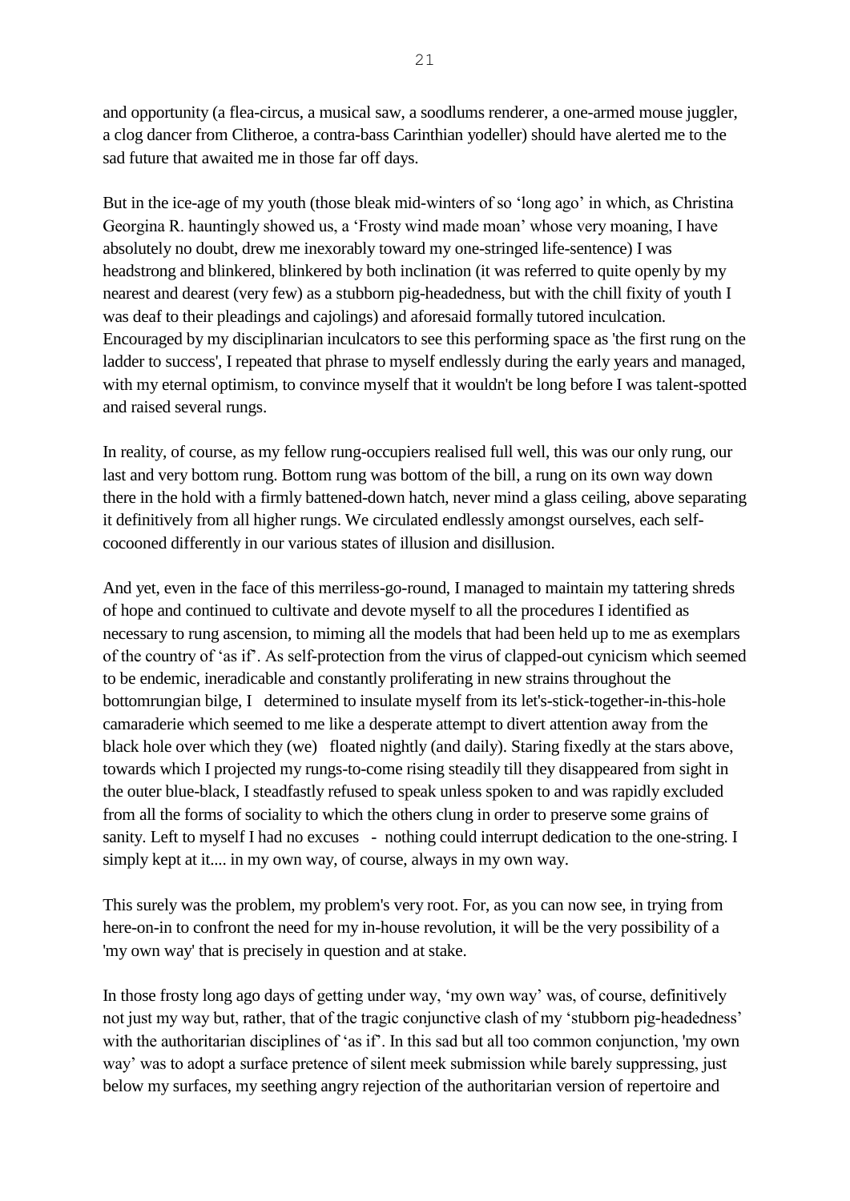and opportunity (a flea-circus, a musical saw, a soodlums renderer, a one-armed mouse juggler, a clog dancer from Clitheroe, a contra-bass Carinthian yodeller) should have alerted me to the sad future that awaited me in those far off days.

But in the ice-age of my youth (those bleak mid-winters of so 'long ago' in which, as Christina Georgina R. hauntingly showed us, a 'Frosty wind made moan' whose very moaning, I have absolutely no doubt, drew me inexorably toward my one-stringed life-sentence) I was headstrong and blinkered, blinkered by both inclination (it was referred to quite openly by my nearest and dearest (very few) as a stubborn pig-headedness, but with the chill fixity of youth I was deaf to their pleadings and cajolings) and aforesaid formally tutored inculcation. Encouraged by my disciplinarian inculcators to see this performing space as 'the first rung on the ladder to success', I repeated that phrase to myself endlessly during the early years and managed, with my eternal optimism, to convince myself that it wouldn't be long before I was talent-spotted and raised several rungs.

In reality, of course, as my fellow rung-occupiers realised full well, this was our only rung, our last and very bottom rung. Bottom rung was bottom of the bill, a rung on its own way down there in the hold with a firmly battened-down hatch, never mind a glass ceiling, above separating it definitively from all higher rungs. We circulated endlessly amongst ourselves, each self-cocooned differently in our various states of illusion and disillusion.

And yet, even in the face of this merriless-go-round, I managed to maintain my tattering shreds of hope and continued to cultivate and devote myself to all the procedures I identified as necessary to rung ascension, to miming all the models that had been held up to me as exemplars of the country of 'as if'. As self-protection from the virus of clapped-out cynicism which seemed to be endemic, ineradicable and constantly proliferating in new strains throughout the bottomrungian bilge, I determined to insulate myself from its let's-stick-together-in-this-hole camaraderie which seemed to me like a desperate attempt to divert attention away from the black hole over which they (we) floated nightly (and daily). Staring fixedly at the stars above, towards which I projected my rungs-to-come rising steadily till they disappeared from sight in the outer blue-black, I steadfastly refused to speak unless spoken to and was rapidly excluded from all the forms of sociality to which the others clung in order to preserve some grains of sanity. Left to myself I had no excuses - nothing could interrupt dedication to the one-string. I simply kept at it.... in my own way, of course, always in my own way.

This surely was the problem, my problem's very root. For, as you can now see, in trying from here-on-in to confront the need for my in-house revolution, it will be the very possibility of a 'my own way' that is precisely in question and at stake.

In those frosty long ago days of getting under way, 'my own way' was, of course, definitively not just my way but, rather, that of the tragic conjunctive clash of my 'stubborn pig-headedness' with the authoritarian disciplines of 'as if'. In this sad but all too common conjunction, 'my own way' was to adopt a surface pretence of silent meek submission while barely suppressing, just below my surfaces, my seething angry rejection of the authoritarian version of repertoire and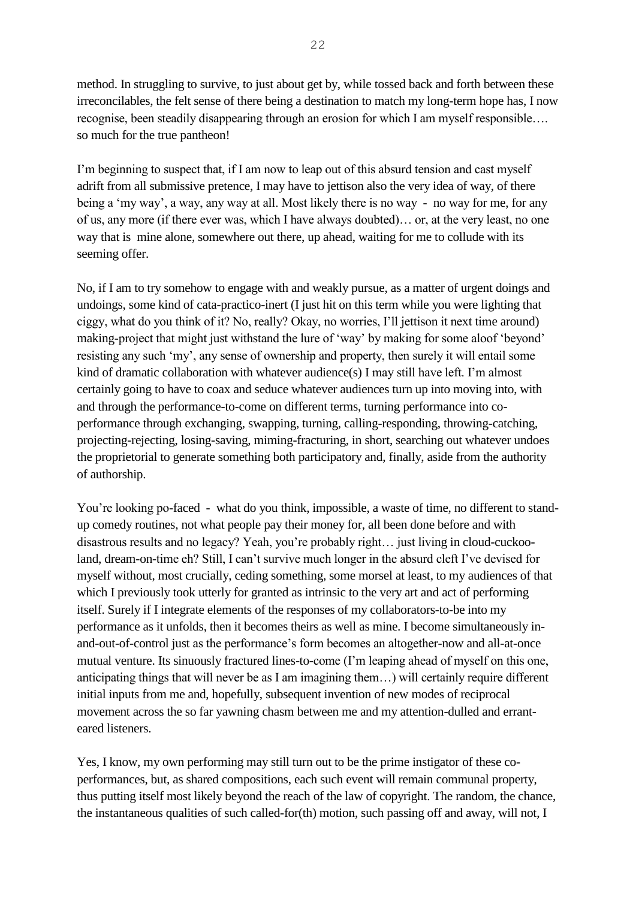method. In struggling to survive, to just about get by, while tossed back and forth between these irreconcilables, the felt sense of there being a destination to match my long-term hope has, I now recognise, been steadily disappearing through an erosion for which I am myself responsible…. so much for the true pantheon!

I'm beginning to suspect that, if I am now to leap out of this absurd tension and cast myself adrift from all submissive pretence, I may have to jettison also the very idea of way, of there being a 'my way', a way, any way at all. Most likely there is no way - no way for me, for any of us, any more (if there ever was, which I have always doubted)… or, at the very least, no one way that is mine alone, somewhere out there, up ahead, waiting for me to collude with its seeming offer.

No, if I am to try somehow to engage with and weakly pursue, as a matter of urgent doings and undoings, some kind of cata-practico-inert (I just hit on this term while you were lighting that ciggy, what do you think of it? No, really? Okay, no worries, I'll jettison it next time around) making-project that might just withstand the lure of 'way' by making for some aloof 'beyond' resisting any such 'my', any sense of ownership and property, then surely it will entail some kind of dramatic collaboration with whatever audience(s) I may still have left. I'm almost certainly going to have to coax and seduce whatever audiences turn up into moving into, with and through the performance-to-come on different terms, turning performance into co-performance through exchanging, swapping, turning, calling-responding, throwing-catching, projecting-rejecting, losing-saving, miming-fracturing, in short, searching out whatever undoes the proprietorial to generate something both participatory and, finally, aside from the authority of authorship.

You're looking po-faced - what do you think, impossible, a waste of time, no different to stand-up comedy routines, not what people pay their money for, all been done before and with disastrous results and no legacy? Yeah, you're probably right… just living in cloud-cuckoo-land, dream-on-time eh? Still, I can't survive much longer in the absurd cleft I've devised for myself without, most crucially, ceding something, some morsel at least, to my audiences of that which I previously took utterly for granted as intrinsic to the very art and act of performing itself. Surely if I integrate elements of the responses of my collaborators-to-be into my performance as it unfolds, then it becomes theirs as well as mine. I become simultaneously in-and-out-of-control just as the performance's form becomes an altogether-now and all-at-once mutual venture. Its sinuously fractured lines-to-come (I'm leaping ahead of myself on this one, anticipating things that will never be as I am imagining them…) will certainly require different initial inputs from me and, hopefully, subsequent invention of new modes of reciprocal movement across the so far yawning chasm between me and my attention-dulled and errant-eared listeners.

Yes, I know, my own performing may still turn out to be the prime instigator of these co-performances, but, as shared compositions, each such event will remain communal property, thus putting itself most likely beyond the reach of the law of copyright. The random, the chance, the instantaneous qualities of such called-for(th) motion, such passing off and away, will not, I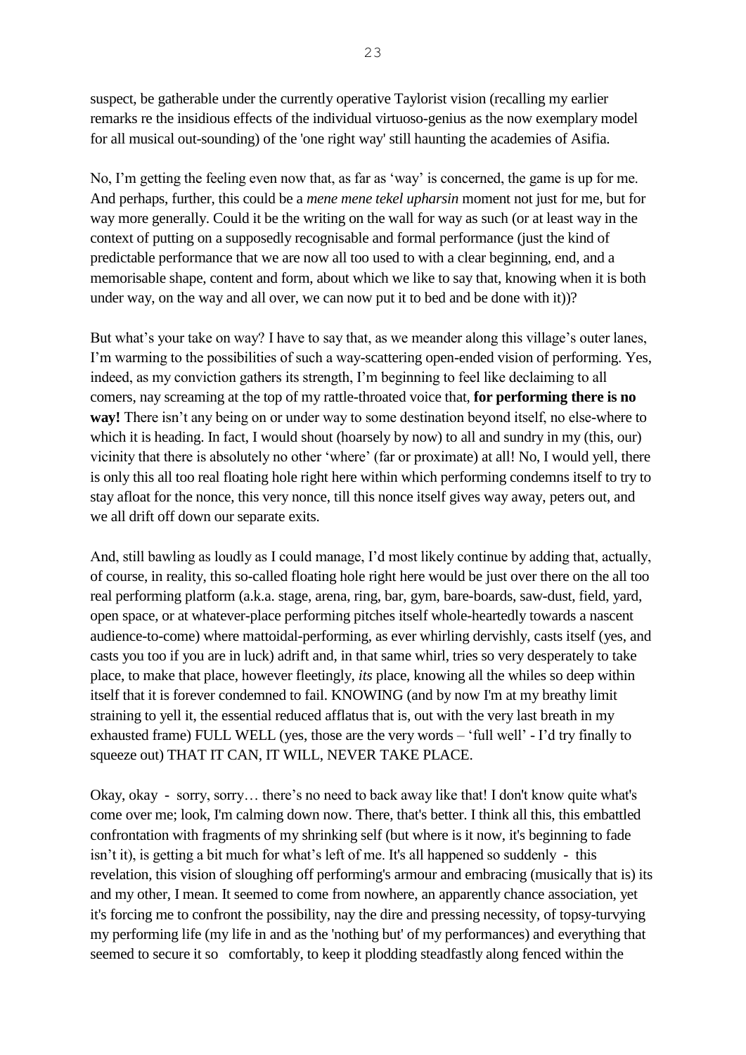suspect, be gatherable under the currently operative Taylorist vision (recalling my earlier remarks re the insidious effects of the individual virtuoso-genius as the now exemplary model for all musical out-sounding) of the 'one right way' still haunting the academies of Asifia.

No, I'm getting the feeling even now that, as far as 'way' is concerned, the game is up for me. And perhaps, further, this could be a *mene mene tekel upharsin* moment not just for me, but for way more generally. Could it be the writing on the wall for way as such (or at least way in the context of putting on a supposedly recognisable and formal performance (just the kind of predictable performance that we are now all too used to with a clear beginning, end, and a memorisable shape, content and form, about which we like to say that, knowing when it is both under way, on the way and all over, we can now put it to bed and be done with it))?

But what's your take on way? I have to say that, as we meander along this village's outer lanes, I'm warming to the possibilities of such a way-scattering open-ended vision of performing. Yes, indeed, as my conviction gathers its strength, I'm beginning to feel like declaiming to all comers, nay screaming at the top of my rattle-throated voice that, **for performing there is no way!** There isn't any being on or under way to some destination beyond itself, no else-where to which it is heading. In fact, I would shout (hoarsely by now) to all and sundry in my (this, our) vicinity that there is absolutely no other 'where' (far or proximate) at all! No, I would yell, there is only this all too real floating hole right here within which performing condemns itself to try to stay afloat for the nonce, this very nonce, till this nonce itself gives way away, peters out, and we all drift off down our separate exits.

And, still bawling as loudly as I could manage, I'd most likely continue by adding that, actually, of course, in reality, this so-called floating hole right here would be just over there on the all too real performing platform (a.k.a. stage, arena, ring, bar, gym, bare-boards, saw-dust, field, yard, open space, or at whatever-place performing pitches itself whole-heartedly towards a nascent audience-to-come) where mattoidal-performing, as ever whirling dervishly, casts itself (yes, and casts you too if you are in luck) adrift and, in that same whirl, tries so very desperately to take place, to make that place, however fleetingly, *its* place, knowing all the whiles so deep within itself that it is forever condemned to fail. KNOWING (and by now I'm at my breathy limit straining to yell it, the essential reduced afflatus that is, out with the very last breath in my exhausted frame) FULL WELL (yes, those are the very words – 'full well' - I'd try finally to squeeze out) THAT IT CAN, IT WILL, NEVER TAKE PLACE.

Okay, okay - sorry, sorry… there's no need to back away like that! I don't know quite what's come over me; look, I'm calming down now. There, that's better. I think all this, this embattled confrontation with fragments of my shrinking self (but where is it now, it's beginning to fade isn't it), is getting a bit much for what's left of me. It's all happened so suddenly - this revelation, this vision of sloughing off performing's armour and embracing (musically that is) its and my other, I mean. It seemed to come from nowhere, an apparently chance association, yet it's forcing me to confront the possibility, nay the dire and pressing necessity, of topsy-turvying my performing life (my life in and as the 'nothing but' of my performances) and everything that seemed to secure it so comfortably, to keep it plodding steadfastly along fenced within the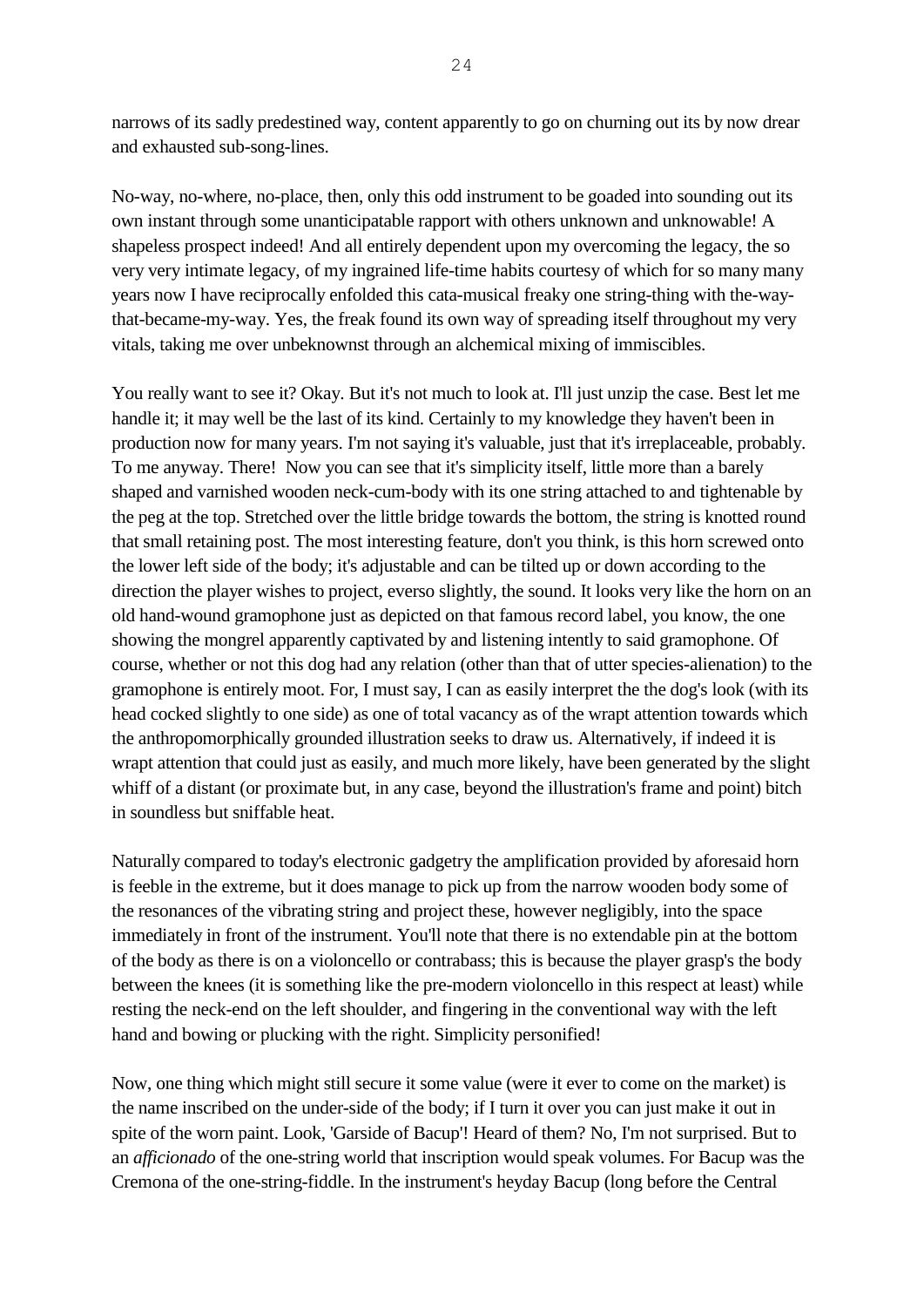narrows of its sadly predestined way, content apparently to go on churning out its by now drear and exhausted sub-song-lines.

No-way, no-where, no-place, then, only this odd instrument to be goaded into sounding out its own instant through some unanticipatable rapport with others unknown and unknowable! A shapeless prospect indeed! And all entirely dependent upon my overcoming the legacy, the so very very intimate legacy, of my ingrained life-time habits courtesy of which for so many many years now I have reciprocally enfolded this cata-musical freaky one string-thing with the-way-that-became-my-way. Yes, the freak found its own way of spreading itself throughout my very vitals, taking me over unbeknownst through an alchemical mixing of immiscibles.

You really want to see it? Okay. But it's not much to look at. I'll just unzip the case. Best let me handle it; it may well be the last of its kind. Certainly to my knowledge they haven't been in production now for many years. I'm not saying it's valuable, just that it's irreplaceable, probably. To me anyway. There! Now you can see that it's simplicity itself, little more than a barely shaped and varnished wooden neck-cum-body with its one string attached to and tightenable by the peg at the top. Stretched over the little bridge towards the bottom, the string is knotted round that small retaining post. The most interesting feature, don't you think, is this horn screwed onto the lower left side of the body; it's adjustable and can be tilted up or down according to the direction the player wishes to project, everso slightly, the sound. It looks very like the horn on an old hand-wound gramophone just as depicted on that famous record label, you know, the one showing the mongrel apparently captivated by and listening intently to said gramophone. Of course, whether or not this dog had any relation (other than that of utter species-alienation) to the gramophone is entirely moot. For, I must say, I can as easily interpret the the dog's look (with its head cocked slightly to one side) as one of total vacancy as of the wrapt attention towards which the anthropomorphically grounded illustration seeks to draw us. Alternatively, if indeed it is wrapt attention that could just as easily, and much more likely, have been generated by the slight whiff of a distant (or proximate but, in any case, beyond the illustration's frame and point) bitch in soundless but sniffable heat.

Naturally compared to today's electronic gadgetry the amplification provided by aforesaid horn is feeble in the extreme, but it does manage to pick up from the narrow wooden body some of the resonances of the vibrating string and project these, however negligibly, into the space immediately in front of the instrument. You'll note that there is no extendable pin at the bottom of the body as there is on a violoncello or contrabass; this is because the player grasp's the body between the knees (it is something like the pre-modern violoncello in this respect at least) while resting the neck-end on the left shoulder, and fingering in the conventional way with the left hand and bowing or plucking with the right. Simplicity personified!

Now, one thing which might still secure it some value (were it ever to come on the market) is the name inscribed on the under-side of the body; if I turn it over you can just make it out in spite of the worn paint. Look, 'Garside of Bacup'! Heard of them? No, I'm not surprised. But to an *afficionado* of the one-string world that inscription would speak volumes. For Bacup was the Cremona of the one-string-fiddle. In the instrument's heyday Bacup (long before the Central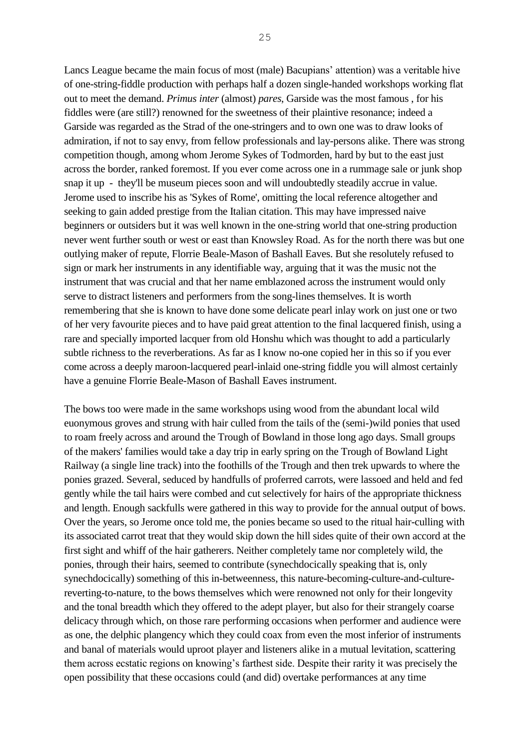Lancs League became the main focus of most (male) Bacupians' attention) was a veritable hive of one-string-fiddle production with perhaps half a dozen single-handed workshops working flat out to meet the demand. *Primus inter* (almost) *pares*, Garside was the most famous , for his fiddles were (are still?) renowned for the sweetness of their plaintive resonance; indeed a Garside was regarded as the Strad of the one-stringers and to own one was to draw looks of admiration, if not to say envy, from fellow professionals and lay-persons alike. There was strong competition though, among whom Jerome Sykes of Todmorden, hard by but to the east just across the border, ranked foremost. If you ever come across one in a rummage sale or junk shop snap it up - they'll be museum pieces soon and will undoubtedly steadily accrue in value. Jerome used to inscribe his as 'Sykes of Rome', omitting the local reference altogether and seeking to gain added prestige from the Italian citation. This may have impressed naive beginners or outsiders but it was well known in the one-string world that one-string production never went further south or west or east than Knowsley Road. As for the north there was but one outlying maker of repute, Florrie Beale-Mason of Bashall Eaves. But she resolutely refused to sign or mark her instruments in any identifiable way, arguing that it was the music not the instrument that was crucial and that her name emblazoned across the instrument would only serve to distract listeners and performers from the song-lines themselves. It is worth remembering that she is known to have done some delicate pearl inlay work on just one or two of her very favourite pieces and to have paid great attention to the final lacquered finish, using a rare and specially imported lacquer from old Honshu which was thought to add a particularly subtle richness to the reverberations. As far as I know no-one copied her in this so if you ever come across a deeply maroon-lacquered pearl-inlaid one-string fiddle you will almost certainly have a genuine Florrie Beale-Mason of Bashall Eaves instrument.

The bows too were made in the same workshops using wood from the abundant local wild euonymous groves and strung with hair culled from the tails of the (semi-)wild ponies that used to roam freely across and around the Trough of Bowland in those long ago days. Small groups of the makers' families would take a day trip in early spring on the Trough of Bowland Light Railway (a single line track) into the foothills of the Trough and then trek upwards to where the ponies grazed. Several, seduced by handfulls of proferred carrots, were lassoed and held and fed gently while the tail hairs were combed and cut selectively for hairs of the appropriate thickness and length. Enough sackfulls were gathered in this way to provide for the annual output of bows. Over the years, so Jerome once told me, the ponies became so used to the ritual hair-culling with its associated carrot treat that they would skip down the hill sides quite of their own accord at the first sight and whiff of the hair gatherers. Neither completely tame nor completely wild, the ponies, through their hairs, seemed to contribute (synechdocically speaking that is, only synechdocically) something of this in-betweenness, this nature-becoming-culture-and-culture-reverting-to-nature, to the bows themselves which were renowned not only for their longevity and the tonal breadth which they offered to the adept player, but also for their strangely coarse delicacy through which, on those rare performing occasions when performer and audience were as one, the delphic plangency which they could coax from even the most inferior of instruments and banal of materials would uproot player and listeners alike in a mutual levitation, scattering them across ecstatic regions on knowing's farthest side. Despite their rarity it was precisely the open possibility that these occasions could (and did) overtake performances at any time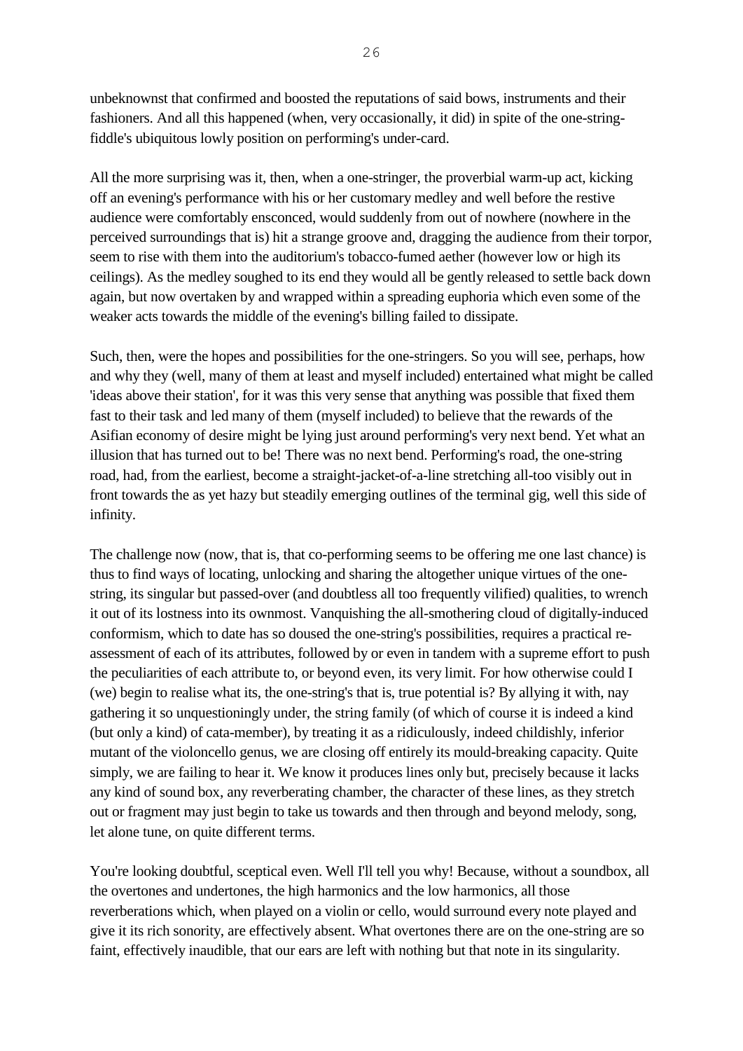unbeknownst that confirmed and boosted the reputations of said bows, instruments and their fashioners. And all this happened (when, very occasionally, it did) in spite of the one-string-fiddle's ubiquitous lowly position on performing's under-card.

All the more surprising was it, then, when a one-stringer, the proverbial warm-up act, kicking off an evening's performance with his or her customary medley and well before the restive audience were comfortably ensconced, would suddenly from out of nowhere (nowhere in the perceived surroundings that is) hit a strange groove and, dragging the audience from their torpor, seem to rise with them into the auditorium's tobacco-fumed aether (however low or high its ceilings). As the medley soughed to its end they would all be gently released to settle back down again, but now overtaken by and wrapped within a spreading euphoria which even some of the weaker acts towards the middle of the evening's billing failed to dissipate.

Such, then, were the hopes and possibilities for the one-stringers. So you will see, perhaps, how and why they (well, many of them at least and myself included) entertained what might be called 'ideas above their station', for it was this very sense that anything was possible that fixed them fast to their task and led many of them (myself included) to believe that the rewards of the Asifian economy of desire might be lying just around performing's very next bend. Yet what an illusion that has turned out to be! There was no next bend. Performing's road, the one-string road, had, from the earliest, become a straight-jacket-of-a-line stretching all-too visibly out in front towards the as yet hazy but steadily emerging outlines of the terminal gig, well this side of infinity.

The challenge now (now, that is, that co-performing seems to be offering me one last chance) is thus to find ways of locating, unlocking and sharing the altogether unique virtues of the one-string, its singular but passed-over (and doubtless all too frequently vilified) qualities, to wrench it out of its lostness into its ownmost. Vanquishing the all-smothering cloud of digitally-induced conformism, which to date has so doused the one-string's possibilities, requires a practical re-assessment of each of its attributes, followed by or even in tandem with a supreme effort to push the peculiarities of each attribute to, or beyond even, its very limit. For how otherwise could I (we) begin to realise what its, the one-string's that is, true potential is? By allying it with, nay gathering it so unquestioningly under, the string family (of which of course it is indeed a kind (but only a kind) of cata-member), by treating it as a ridiculously, indeed childishly, inferior mutant of the violoncello genus, we are closing off entirely its mould-breaking capacity. Quite simply, we are failing to hear it. We know it produces lines only but, precisely because it lacks any kind of sound box, any reverberating chamber, the character of these lines, as they stretch out or fragment may just begin to take us towards and then through and beyond melody, song, let alone tune, on quite different terms.

You're looking doubtful, sceptical even. Well I'll tell you why! Because, without a soundbox, all the overtones and undertones, the high harmonics and the low harmonics, all those reverberations which, when played on a violin or cello, would surround every note played and give it its rich sonority, are effectively absent. What overtones there are on the one-string are so faint, effectively inaudible, that our ears are left with nothing but that note in its singularity.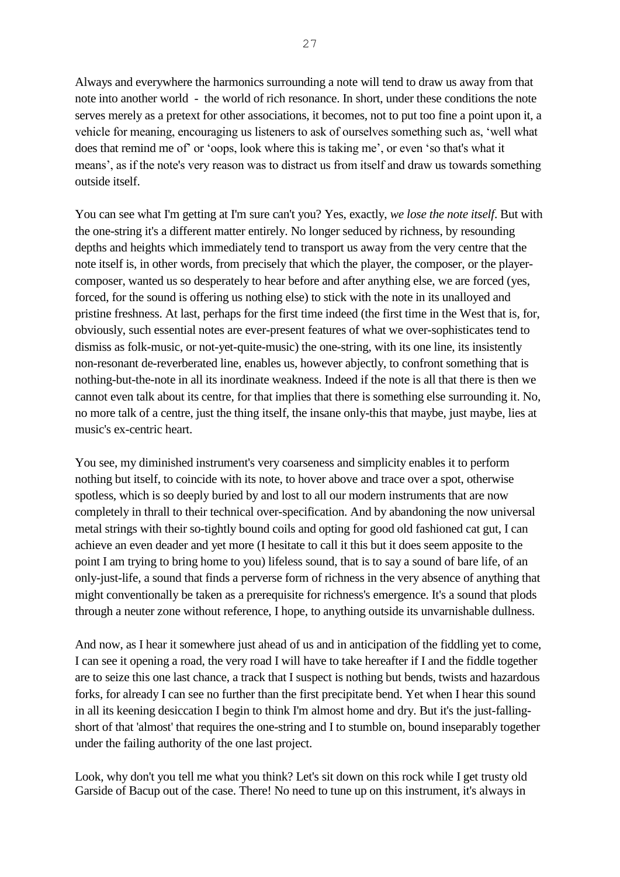Always and everywhere the harmonics surrounding a note will tend to draw us away from that note into another world - the world of rich resonance. In short, under these conditions the note serves merely as a pretext for other associations, it becomes, not to put too fine a point upon it, a vehicle for meaning, encouraging us listeners to ask of ourselves something such as, 'well what does that remind me of' or 'oops, look where this is taking me', or even 'so that's what it means', as if the note's very reason was to distract us from itself and draw us towards something outside itself.

You can see what I'm getting at I'm sure can't you? Yes, exactly, *we lose the note itself*. But with the one-string it's a different matter entirely. No longer seduced by richness, by resounding depths and heights which immediately tend to transport us away from the very centre that the note itself is, in other words, from precisely that which the player, the composer, or the player-composer, wanted us so desperately to hear before and after anything else, we are forced (yes, forced, for the sound is offering us nothing else) to stick with the note in its unalloyed and pristine freshness. At last, perhaps for the first time indeed (the first time in the West that is, for, obviously, such essential notes are ever-present features of what we over-sophisticates tend to dismiss as folk-music, or not-yet-quite-music) the one-string, with its one line, its insistently non-resonant de-reverberated line, enables us, however abjectly, to confront something that is nothing-but-the-note in all its inordinate weakness. Indeed if the note is all that there is then we cannot even talk about its centre, for that implies that there is something else surrounding it. No, no more talk of a centre, just the thing itself, the insane only-this that maybe, just maybe, lies at music's ex-centric heart.

You see, my diminished instrument's very coarseness and simplicity enables it to perform nothing but itself, to coincide with its note, to hover above and trace over a spot, otherwise spotless, which is so deeply buried by and lost to all our modern instruments that are now completely in thrall to their technical over-specification. And by abandoning the now universal metal strings with their so-tightly bound coils and opting for good old fashioned cat gut, I can achieve an even deader and yet more (I hesitate to call it this but it does seem apposite to the point I am trying to bring home to you) lifeless sound, that is to say a sound of bare life, of an only-just-life, a sound that finds a perverse form of richness in the very absence of anything that might conventionally be taken as a prerequisite for richness's emergence. It's a sound that plods through a neuter zone without reference, I hope, to anything outside its unvarnishable dullness.

And now, as I hear it somewhere just ahead of us and in anticipation of the fiddling yet to come, I can see it opening a road, the very road I will have to take hereafter if I and the fiddle together are to seize this one last chance, a track that I suspect is nothing but bends, twists and hazardous forks, for already I can see no further than the first precipitate bend. Yet when I hear this sound in all its keening desiccation I begin to think I'm almost home and dry. But it's the just-falling-short of that 'almost' that requires the one-string and I to stumble on, bound inseparably together under the failing authority of the one last project.

Look, why don't you tell me what you think? Let's sit down on this rock while I get trusty old Garside of Bacup out of the case. There! No need to tune up on this instrument, it's always in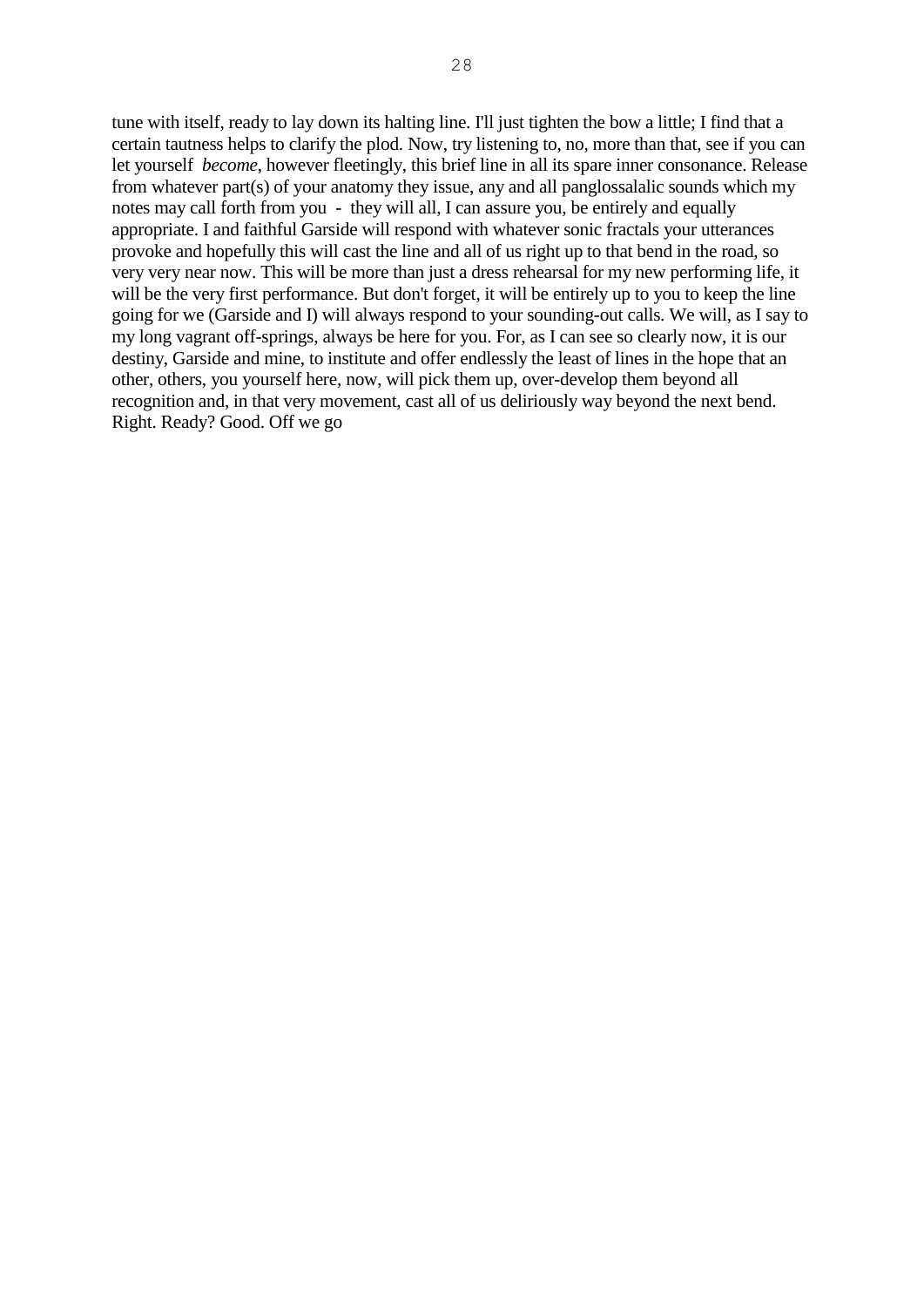tune with itself, ready to lay down its halting line. I'll just tighten the bow a little; I find that a certain tautness helps to clarify the plod. Now, try listening to, no, more than that, see if you can let yourself *become*, however fleetingly, this brief line in all its spare inner consonance. Release from whatever part(s) of your anatomy they issue, any and all panglossalalic sounds which my notes may call forth from you - they will all, I can assure you, be entirely and equally appropriate. I and faithful Garside will respond with whatever sonic fractals your utterances provoke and hopefully this will cast the line and all of us right up to that bend in the road, so very very near now. This will be more than just a dress rehearsal for my new performing life, it will be the very first performance. But don't forget, it will be entirely up to you to keep the line going for we (Garside and I) will always respond to your sounding-out calls. We will, as I say to my long vagrant off-springs, always be here for you. For, as I can see so clearly now, it is our destiny, Garside and mine, to institute and offer endlessly the least of lines in the hope that an other, others, you yourself here, now, will pick them up, over-develop them beyond all recognition and, in that very movement, cast all of us deliriously way beyond the next bend. Right. Ready? Good. Off we go